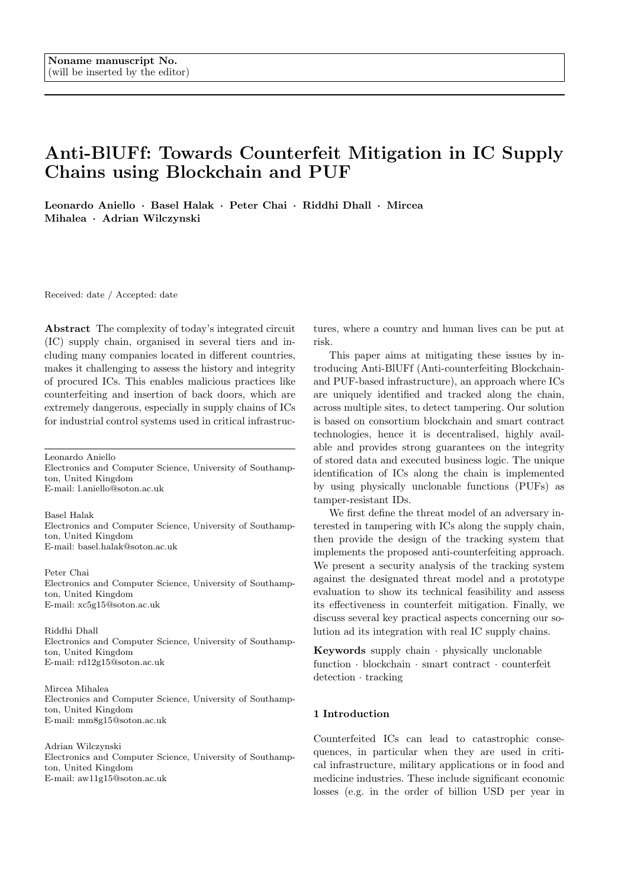Noname manuscript No.
(will be inserted by the editor)

# Anti-BlUFf: Towards Counterfeit Mitigation in IC Supply Chains using Blockchain and PUF

**Leonardo Aniello · Basel Halak · Peter Chai · Riddhi Dhall · Mircea Mihalea · Adrian Wilczynski**

Received: date / Accepted: date

**Abstract** The complexity of today's integrated circuit (IC) supply chain, organised in several tiers and including many companies located in different countries, makes it challenging to assess the history and integrity of procured ICs. This enables malicious practices like counterfeiting and insertion of back doors, which are extremely dangerous, especially in supply chains of ICs for industrial control systems used in critical infrastructures, where a country and human lives can be put at risk.

This paper aims at mitigating these issues by introducing Anti-BlUFf (Anti-counterfeiting Blockchain-and PUF-based infrastructure), an approach where ICs are uniquely identified and tracked along the chain, across multiple sites, to detect tampering. Our solution is based on consortium blockchain and smart contract technologies, hence it is decentralised, highly available and provides strong guarantees on the integrity of stored data and executed business logic. The unique identification of ICs along the chain is implemented by using physically unclonable functions (PUFs) as tamper-resistant IDs.

We first define the threat model of an adversary interested in tampering with ICs along the supply chain, then provide the design of the tracking system that implements the proposed anti-counterfeiting approach. We present a security analysis of the tracking system against the designated threat model and a prototype evaluation to show its technical feasibility and assess its effectiveness in counterfeit mitigation. Finally, we discuss several key practical aspects concerning our solution ad its integration with real IC supply chains.

**Keywords** supply chain · physically unclonable function · blockchain · smart contract · counterfeit detection · tracking

Leonardo Aniello
Electronics and Computer Science, University of Southampton, United Kingdom
E-mail: l.aniello@soton.ac.uk

Basel Halak
Electronics and Computer Science, University of Southampton, United Kingdom
E-mail: basel.halak@soton.ac.uk

Peter Chai
Electronics and Computer Science, University of Southampton, United Kingdom
E-mail: xc5g15@soton.ac.uk

Riddhi Dhall
Electronics and Computer Science, University of Southampton, United Kingdom
E-mail: rd12g15@soton.ac.uk

Mircea Mihalea
Electronics and Computer Science, University of Southampton, United Kingdom
E-mail: mm8g15@soton.ac.uk

Adrian Wilczynski
Electronics and Computer Science, University of Southampton, United Kingdom
E-mail: aw11g15@soton.ac.uk

## 1 Introduction

Counterfeited ICs can lead to catastrophic consequences, in particular when they are used in critical infrastructure, military applications or in food and medicine industries. These include significant economic losses (e.g. in the order of billion USD per year in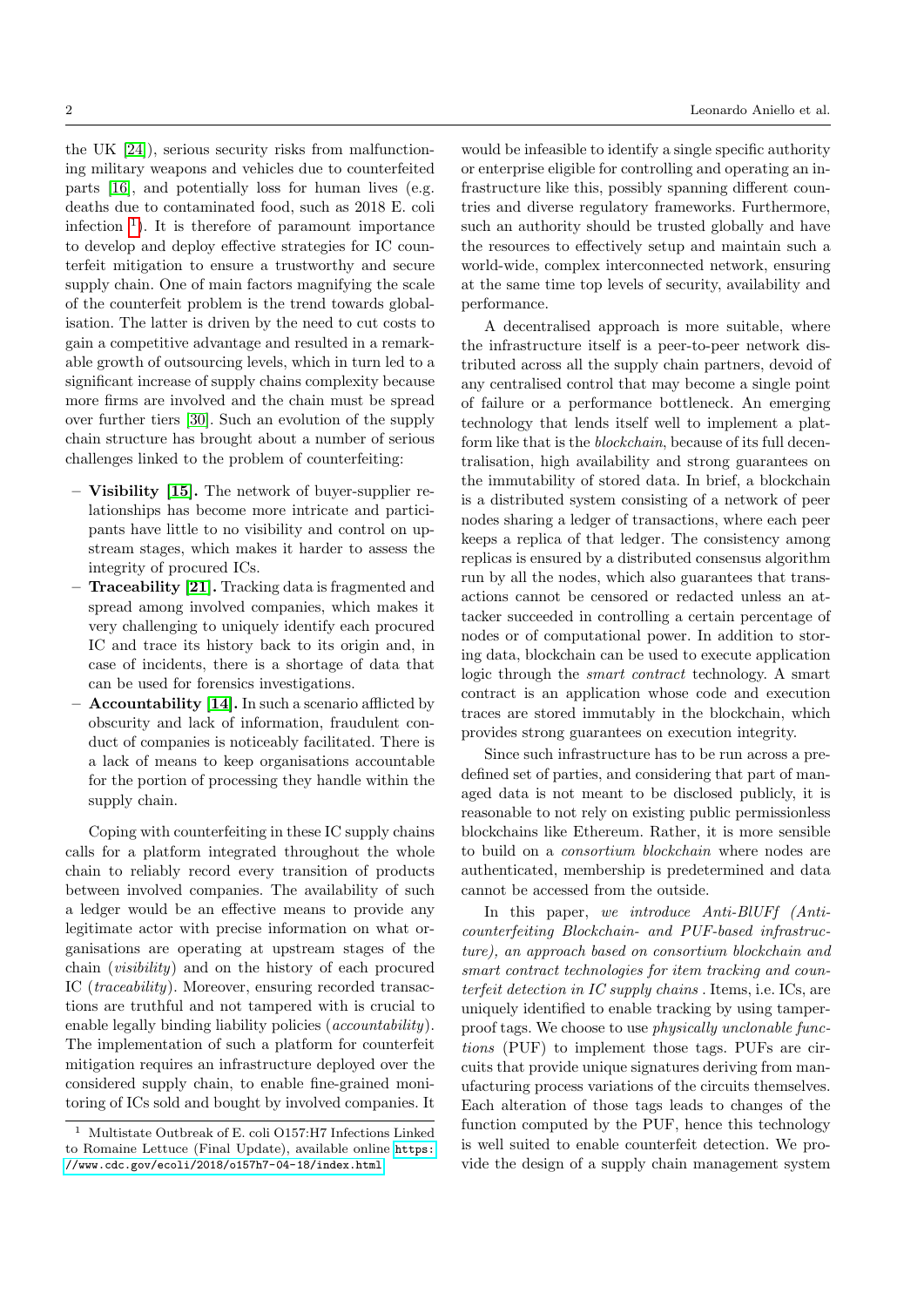the UK [24]), serious security risks from malfunctioning military weapons and vehicles due to counterfeited parts [16], and potentially loss for human lives (e.g. deaths due to contaminated food, such as 2018 E. coli infection [1]). It is therefore of paramount importance to develop and deploy effective strategies for IC counterfeit mitigation to ensure a trustworthy and secure supply chain. One of main factors magnifying the scale of the counterfeit problem is the trend towards globalisation. The latter is driven by the need to cut costs to gain a competitive advantage and resulted in a remarkable growth of outsourcing levels, which in turn led to a significant increase of supply chains complexity because more firms are involved and the chain must be spread over further tiers [30]. Such an evolution of the supply chain structure has brought about a number of serious challenges linked to the problem of counterfeiting:

- **Visibility [15].** The network of buyer-supplier relationships has become more intricate and participants have little to no visibility and control on upstream stages, which makes it harder to assess the integrity of procured ICs.
- **Traceability [21].** Tracking data is fragmented and spread among involved companies, which makes it very challenging to uniquely identify each procured IC and trace its history back to its origin and, in case of incidents, there is a shortage of data that can be used for forensics investigations.
- **Accountability [14].** In such a scenario afflicted by obscurity and lack of information, fraudulent conduct of companies is noticeably facilitated. There is a lack of means to keep organisations accountable for the portion of processing they handle within the supply chain.

Coping with counterfeiting in these IC supply chains calls for a platform integrated throughout the whole chain to reliably record every transition of products between involved companies. The availability of such a ledger would be an effective means to provide any legitimate actor with precise information on what organisations are operating at upstream stages of the chain (*visibility*) and on the history of each procured IC (*traceability*). Moreover, ensuring recorded transactions are truthful and not tampered with is crucial to enable legally binding liability policies (*accountability*). The implementation of such a platform for counterfeit mitigation requires an infrastructure deployed over the considered supply chain, to enable fine-grained monitoring of ICs sold and bought by involved companies. It would be infeasible to identify a single specific authority or enterprise eligible for controlling and operating an infrastructure like this, possibly spanning different countries and diverse regulatory frameworks. Furthermore, such an authority should be trusted globally and have the resources to effectively setup and maintain such a world-wide, complex interconnected network, ensuring at the same time top levels of security, availability and performance.

A decentralised approach is more suitable, where the infrastructure itself is a peer-to-peer network distributed across all the supply chain partners, devoid of any centralised control that may become a single point of failure or a performance bottleneck. An emerging technology that lends itself well to implement a platform like that is the *blockchain*, because of its full decentralisation, high availability and strong guarantees on the immutability of stored data. In brief, a blockchain is a distributed system consisting of a network of peer nodes sharing a ledger of transactions, where each peer keeps a replica of that ledger. The consistency among replicas is ensured by a distributed consensus algorithm run by all the nodes, which also guarantees that transactions cannot be censored or redacted unless an attacker succeeded in controlling a certain percentage of nodes or of computational power. In addition to storing data, blockchain can be used to execute application logic through the *smart contract* technology. A smart contract is an application whose code and execution traces are stored immutably in the blockchain, which provides strong guarantees on execution integrity.

Since such infrastructure has to be run across a predefined set of parties, and considering that part of managed data is not meant to be disclosed publicly, it is reasonable to not rely on existing public permissionless blockchains like Ethereum. Rather, it is more sensible to build on a *consortium blockchain* where nodes are authenticated, membership is predetermined and data cannot be accessed from the outside.

In this paper, *we introduce Anti-BlUFf (Anti-counterfeiting Blockchain- and PUF-based infrastructure), an approach based on consortium blockchain and smart contract technologies for item tracking and counterfeit detection in IC supply chains* . Items, i.e. ICs, are uniquely identified to enable tracking by using tamper-proof tags. We choose to use *physically unclonable functions* (PUF) to implement those tags. PUFs are circuits that provide unique signatures deriving from manufacturing process variations of the circuits themselves. Each alteration of those tags leads to changes of the function computed by the PUF, hence this technology is well suited to enable counterfeit detection. We provide the design of a supply chain management system

[1] Multistate Outbreak of E. coli O157:H7 Infections Linked to Romaine Lettuce (Final Update), available online https://www.cdc.gov/ecoli/2018/o157h7-04-18/index.html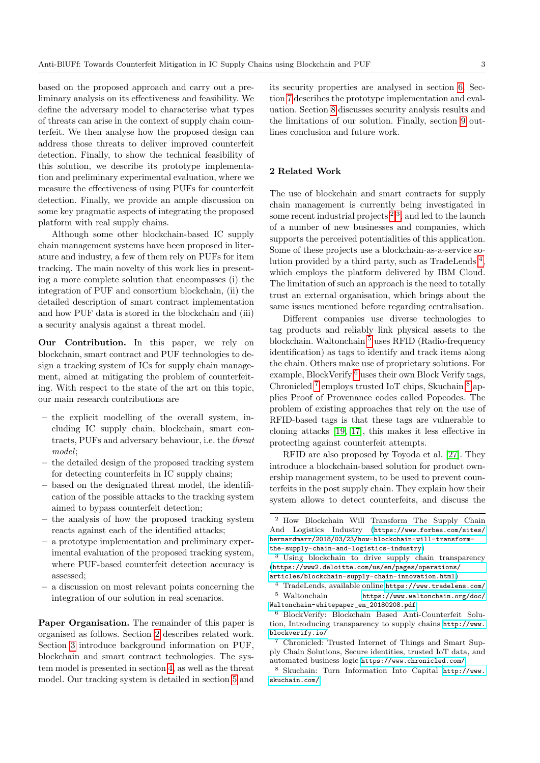based on the proposed approach and carry out a preliminary analysis on its effectiveness and feasibility. We define the adversary model to characterise what types of threats can arise in the context of supply chain counterfeit. We then analyse how the proposed design can address those threats to deliver improved counterfeit detection. Finally, to show the technical feasibility of this solution, we describe its prototype implementation and preliminary experimental evaluation, where we measure the effectiveness of using PUFs for counterfeit detection. Finally, we provide an ample discussion on some key pragmatic aspects of integrating the proposed platform with real supply chains.

Although some other blockchain-based IC supply chain management systems have been proposed in literature and industry, a few of them rely on PUFs for item tracking. The main novelty of this work lies in presenting a more complete solution that encompasses (i) the integration of PUF and consortium blockchain, (ii) the detailed description of smart contract implementation and how PUF data is stored in the blockchain and (iii) a security analysis against a threat model.

**Our Contribution.** In this paper, we rely on blockchain, smart contract and PUF technologies to design a tracking system of ICs for supply chain management, aimed at mitigating the problem of counterfeiting. With respect to the state of the art on this topic, our main research contributions are

- the explicit modelling of the overall system, including IC supply chain, blockchain, smart contracts, PUFs and adversary behaviour, i.e. the *threat model*;
- the detailed design of the proposed tracking system for detecting counterfeits in IC supply chains;
- based on the designated threat model, the identification of the possible attacks to the tracking system aimed to bypass counterfeit detection;
- the analysis of how the proposed tracking system reacts against each of the identified attacks;
- a prototype implementation and preliminary experimental evaluation of the proposed tracking system, where PUF-based counterfeit detection accuracy is assessed;
- a discussion on most relevant points concerning the integration of our solution in real scenarios.

**Paper Organisation.** The remainder of this paper is organised as follows. Section 2 describes related work. Section 3 introduce background information on PUF, blockchain and smart contract technologies. The system model is presented in section 4, as well as the threat model. Our tracking system is detailed in section 5 and its security properties are analysed in section 6. Section 7 describes the prototype implementation and evaluation. Section 8 discusses security analysis results and the limitations of our solution. Finally, section 9 outlines conclusion and future work.

## 2 Related Work

The use of blockchain and smart contracts for supply chain management is currently being investigated in some recent industrial projects [2] [3], and led to the launch of a number of new businesses and companies, which supports the perceived potentialities of this application. Some of these projects use a blockchain-as-a-service solution provided by a third party, such as TradeLends [4], which employs the platform delivered by IBM Cloud. The limitation of such an approach is the need to totally trust an external organisation, which brings about the same issues mentioned before regarding centralisation.

Different companies use diverse technologies to tag products and reliably link physical assets to the blockchain. Waltonchain [5] uses RFID (Radio-frequency identification) as tags to identify and track items along the chain. Others make use of proprietary solutions. For example, BlockVerify [6] uses their own Block Verify tags, Chronicled [7] employs trusted IoT chips, Skuchain [8] applies Proof of Provenance codes called Popcodes. The problem of existing approaches that rely on the use of RFID-based tags is that these tags are vulnerable to cloning attacks [19, 17], this makes it less effective in protecting against counterfeit attempts.

RFID are also proposed by Toyoda et al. [27]. They introduce a blockchain-based solution for product ownership management system, to be used to prevent counterfeits in the post supply chain. They explain how their system allows to detect counterfeits, and discuss the

[2] How Blockchain Will Transform The Supply Chain And Logistics Industry (https://www.forbes.com/sites/bernardmarr/2018/03/23/how-blockchain-will-transform-the-supply-chain-and-logistics-industry)

[3] Using blockchain to drive supply chain transparency (https://www2.deloitte.com/us/en/pages/operations/articles/blockchain-supply-chain-innovation.html)

[4] TradeLends, available online https://www.tradelens.com/

[5] Waltonchain https://www.waltonchain.org/doc/Waltonchain-whitepaper_en_20180208.pdf

[6] BlockVerify: Blockchain Based Anti-Counterfeit Solution, Introducing transparency to supply chains http://www.blockverify.io/

[7] Chronicled: Trusted Internet of Things and Smart Supply Chain Solutions, Secure identities, trusted IoT data, and automated business logic https://www.chronicled.com/

[8] Skuchain: Turn Information Into Capital http://www.skuchain.com/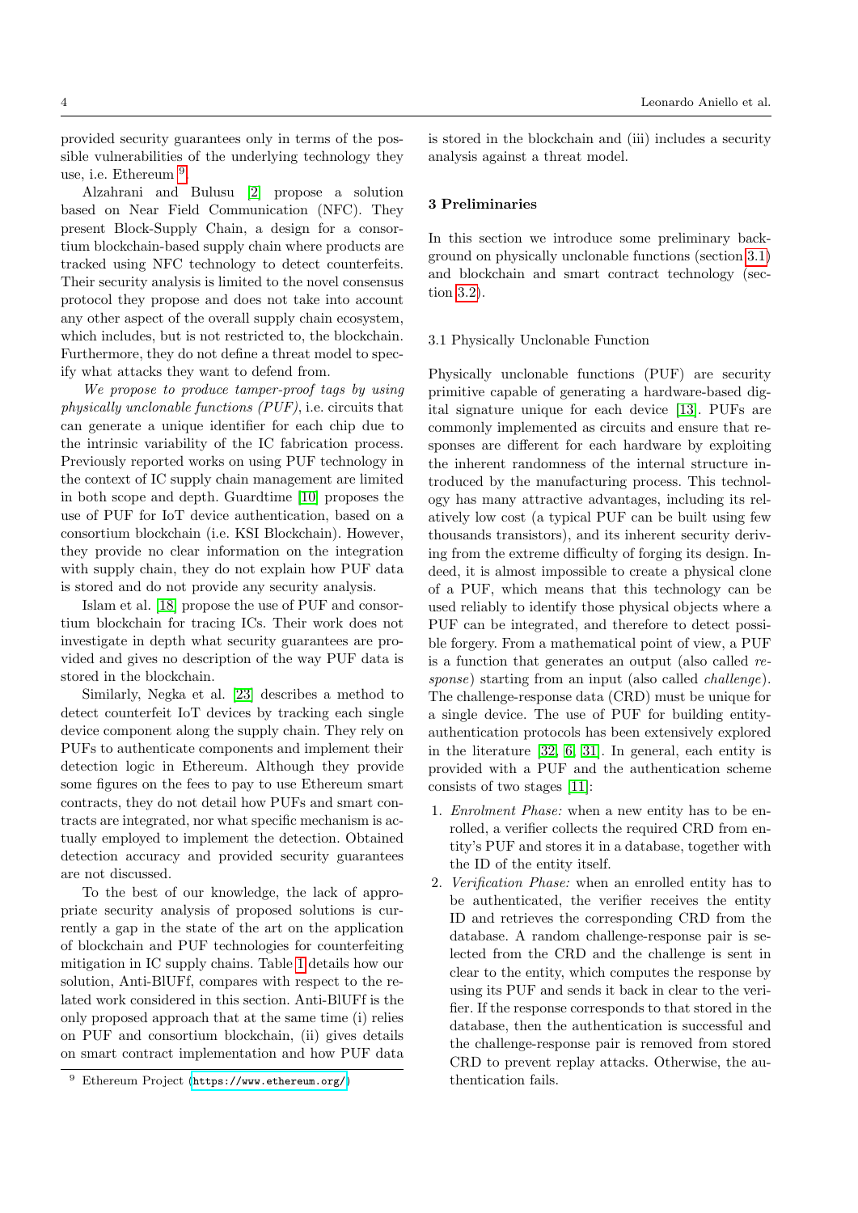provided security guarantees only in terms of the possible vulnerabilities of the underlying technology they use, i.e. Ethereum [9].

Alzahrani and Bulusu [2] propose a solution based on Near Field Communication (NFC). They present Block-Supply Chain, a design for a consortium blockchain-based supply chain where products are tracked using NFC technology to detect counterfeits. Their security analysis is limited to the novel consensus protocol they propose and does not take into account any other aspect of the overall supply chain ecosystem, which includes, but is not restricted to, the blockchain. Furthermore, they do not define a threat model to specify what attacks they want to defend from.

*We propose to produce tamper-proof tags by using physically unclonable functions (PUF)*, i.e. circuits that can generate a unique identifier for each chip due to the intrinsic variability of the IC fabrication process. Previously reported works on using PUF technology in the context of IC supply chain management are limited in both scope and depth. Guardtime [10] proposes the use of PUF for IoT device authentication, based on a consortium blockchain (i.e. KSI Blockchain). However, they provide no clear information on the integration with supply chain, they do not explain how PUF data is stored and do not provide any security analysis.

Islam et al. [18] propose the use of PUF and consortium blockchain for tracing ICs. Their work does not investigate in depth what security guarantees are provided and gives no description of the way PUF data is stored in the blockchain.

Similarly, Negka et al. [23] describes a method to detect counterfeit IoT devices by tracking each single device component along the supply chain. They rely on PUFs to authenticate components and implement their detection logic in Ethereum. Although they provide some figures on the fees to pay to use Ethereum smart contracts, they do not detail how PUFs and smart contracts are integrated, nor what specific mechanism is actually employed to implement the detection. Obtained detection accuracy and provided security guarantees are not discussed.

To the best of our knowledge, the lack of appropriate security analysis of proposed solutions is currently a gap in the state of the art on the application of blockchain and PUF technologies for counterfeiting mitigation in IC supply chains. Table 1 details how our solution, Anti-BlUFf, compares with respect to the related work considered in this section. Anti-BlUFf is the only proposed approach that at the same time (i) relies on PUF and consortium blockchain, (ii) gives details on smart contract implementation and how PUF data is stored in the blockchain and (iii) includes a security analysis against a threat model.

[9] Ethereum Project (https://www.ethereum.org/)

## 3 Preliminaries

In this section we introduce some preliminary background on physically unclonable functions (section 3.1) and blockchain and smart contract technology (section 3.2).

### 3.1 Physically Unclonable Function

Physically unclonable functions (PUF) are security primitive capable of generating a hardware-based digital signature unique for each device [13]. PUFs are commonly implemented as circuits and ensure that responses are different for each hardware by exploiting the inherent randomness of the internal structure introduced by the manufacturing process. This technology has many attractive advantages, including its relatively low cost (a typical PUF can be built using few thousands transistors), and its inherent security deriving from the extreme difficulty of forging its design. Indeed, it is almost impossible to create a physical clone of a PUF, which means that this technology can be used reliably to identify those physical objects where a PUF can be integrated, and therefore to detect possible forgery. From a mathematical point of view, a PUF is a function that generates an output (also called *response*) starting from an input (also called *challenge*). The challenge-response data (CRD) must be unique for a single device. The use of PUF for building entity-authentication protocols has been extensively explored in the literature [32, 6, 31]. In general, each entity is provided with a PUF and the authentication scheme consists of two stages [11]:

1. *Enrolment Phase:* when a new entity has to be enrolled, a verifier collects the required CRD from entity's PUF and stores it in a database, together with the ID of the entity itself.
2. *Verification Phase:* when an enrolled entity has to be authenticated, the verifier receives the entity ID and retrieves the corresponding CRD from the database. A random challenge-response pair is selected from the CRD and the challenge is sent in clear to the entity, which computes the response by using its PUF and sends it back in clear to the verifier. If the response corresponds to that stored in the database, then the authentication is successful and the challenge-response pair is removed from stored CRD to prevent replay attacks. Otherwise, the authentication fails.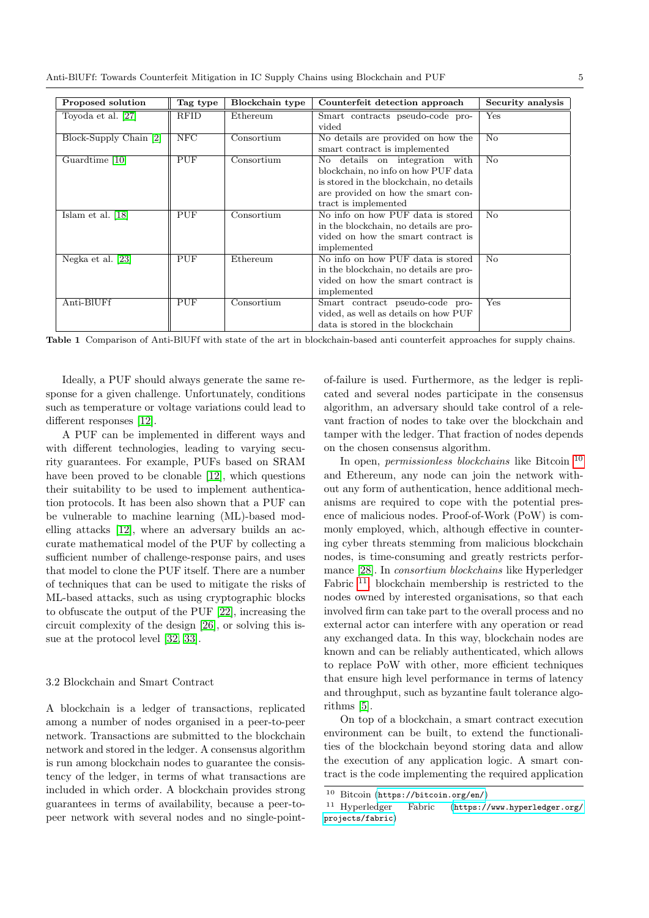| Proposed solution | Tag type | Blockchain type | Counterfeit detection approach | Security analysis |
|---|---|---|---|---|
| Toyoda et al. [27] | RFID | Ethereum | Smart contracts pseudo-code provided | Yes |
| Block-Supply Chain [2] | NFC | Consortium | No details are provided on how the smart contract is implemented | No |
| Guardtime [10] | PUF | Consortium | No details on integration with blockchain, no info on how PUF data is stored in the blockchain, no details are provided on how the smart contract is implemented | No |
| Islam et al. [18] | PUF | Consortium | No info on how PUF data is stored in the blockchain, no details are provided on how the smart contract is implemented | No |
| Negka et al. [23] | PUF | Ethereum | No info on how PUF data is stored in the blockchain, no details are provided on how the smart contract is implemented | No |
| Anti-BlUFf | PUF | Consortium | Smart contract pseudo-code provided, as well as details on how PUF data is stored in the blockchain | Yes |

**Table 1** Comparison of Anti-BlUFf with state of the art in blockchain-based anti counterfeit approaches for supply chains.

Ideally, a PUF should always generate the same response for a given challenge. Unfortunately, conditions such as temperature or voltage variations could lead to different responses [12].

A PUF can be implemented in different ways and with different technologies, leading to varying security guarantees. For example, PUFs based on SRAM have been proved to be clonable [12], which questions their suitability to be used to implement authentication protocols. It has been also shown that a PUF can be vulnerable to machine learning (ML)-based modelling attacks [12], where an adversary builds an accurate mathematical model of the PUF by collecting a sufficient number of challenge-response pairs, and uses that model to clone the PUF itself. There are a number of techniques that can be used to mitigate the risks of ML-based attacks, such as using cryptographic blocks to obfuscate the output of the PUF [22], increasing the circuit complexity of the design [26], or solving this issue at the protocol level [32, 33].

### 3.2 Blockchain and Smart Contract

A blockchain is a ledger of transactions, replicated among a number of nodes organised in a peer-to-peer network. Transactions are submitted to the blockchain network and stored in the ledger. A consensus algorithm is run among blockchain nodes to guarantee the consistency of the ledger, in terms of what transactions are included in which order. A blockchain provides strong guarantees in terms of availability, because a peer-to-peer network with several nodes and no single-point-of-failure is used. Furthermore, as the ledger is replicated and several nodes participate in the consensus algorithm, an adversary should take control of a relevant fraction of nodes to take over the blockchain and tamper with the ledger. That fraction of nodes depends on the chosen consensus algorithm.

In open, *permissionless blockchains* like Bitcoin [10] and Ethereum, any node can join the network without any form of authentication, hence additional mechanisms are required to cope with the potential presence of malicious nodes. Proof-of-Work (PoW) is commonly employed, which, although effective in countering cyber threats stemming from malicious blockchain nodes, is time-consuming and greatly restricts performance [28]. In *consortium blockchains* like Hyperledger Fabric [11], blockchain membership is restricted to the nodes owned by interested organisations, so that each involved firm can take part to the overall process and no external actor can interfere with any operation or read any exchanged data. In this way, blockchain nodes are known and can be reliably authenticated, which allows to replace PoW with other, more efficient techniques that ensure high level performance in terms of latency and throughput, such as byzantine fault tolerance algorithms [5].

On top of a blockchain, a smart contract execution environment can be built, to extend the functionalities of the blockchain beyond storing data and allow the execution of any application logic. A smart contract is the code implementing the required application

[10] Bitcoin (https://bitcoin.org/en/)

[11] Hyperledger Fabric (https://www.hyperledger.org/projects/fabric)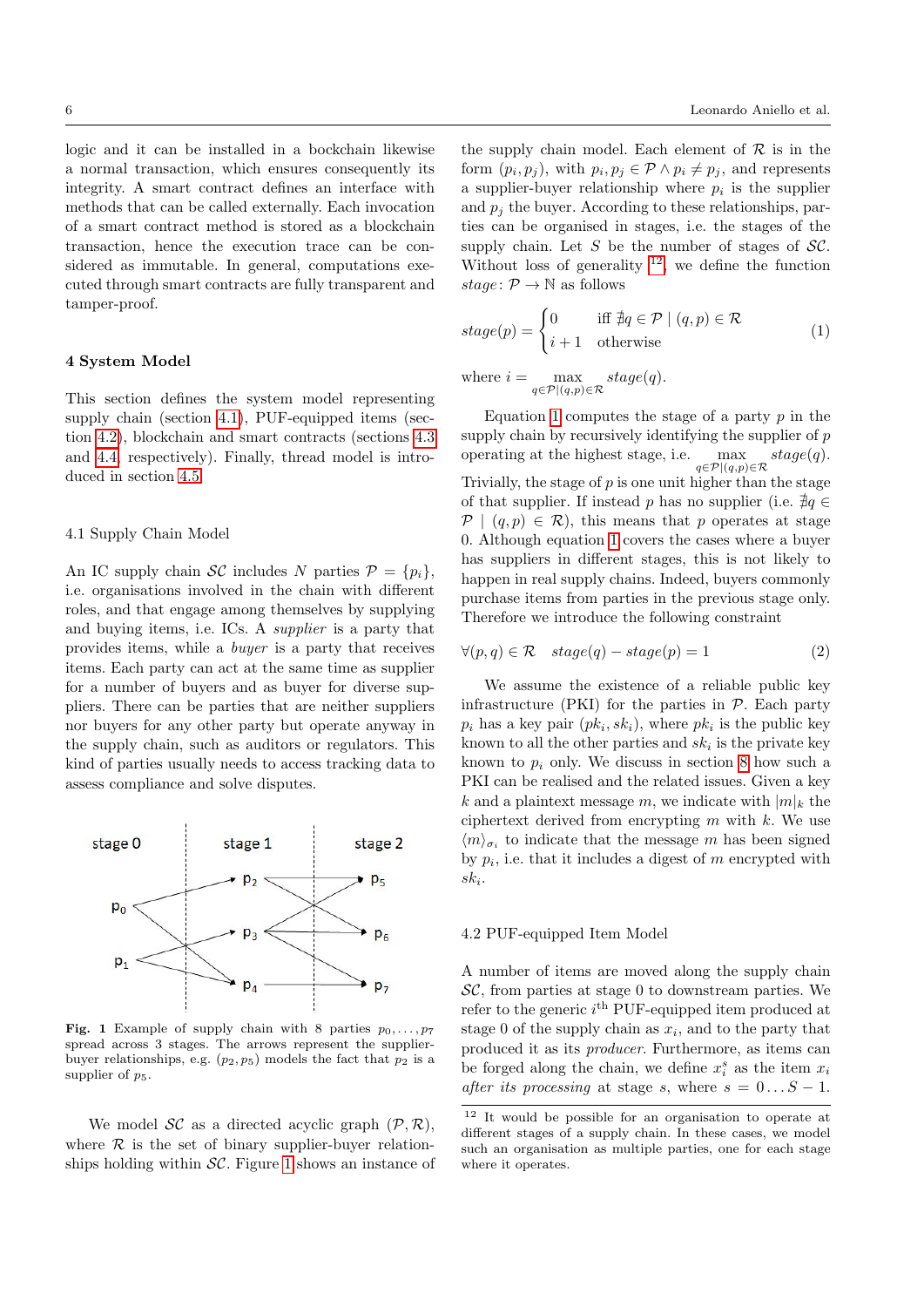logic and it can be installed in a bockchain likewise a normal transaction, which ensures consequently its integrity. A smart contract defines an interface with methods that can be called externally. Each invocation of a smart contract method is stored as a blockchain transaction, hence the execution trace can be considered as immutable. In general, computations executed through smart contracts are fully transparent and tamper-proof.

## 4 System Model

This section defines the system model representing supply chain (section 4.1), PUF-equipped items (section 4.2), blockchain and smart contracts (sections 4.3 and 4.4, respectively). Finally, thread model is introduced in section 4.5.

### 4.1 Supply Chain Model

An IC supply chain $\mathcal{SC}$ includes $N$ parties $\mathcal{P} = \{p_i\}$, i.e. organisations involved in the chain with different roles, and that engage among themselves by supplying and buying items, i.e. ICs. A *supplier* is a party that provides items, while a *buyer* is a party that receives items. Each party can act at the same time as supplier for a number of buyers and as buyer for diverse suppliers. There can be parties that are neither suppliers nor buyers for any other party but operate anyway in the supply chain, such as auditors or regulators. This kind of parties usually needs to access tracking data to assess compliance and solve disputes.

**Fig. 1** Example of supply chain with 8 parties $p_0, \ldots, p_7$ spread across 3 stages. The arrows represent the supplier-buyer relationships, e.g. $(p_2, p_5)$ models the fact that $p_2$ is a supplier of $p_5$.

We model $\mathcal{SC}$ as a directed acyclic graph $(\mathcal{P}, \mathcal{R})$, where $\mathcal{R}$ is the set of binary supplier-buyer relationships holding within $\mathcal{SC}$. Figure 1 shows an instance of the supply chain model. Each element of $\mathcal{R}$ is in the form $(p_i, p_j)$, with $p_i, p_j \in \mathcal{P} \wedge p_i \neq p_j$, and represents a supplier-buyer relationship where $p_i$ is the supplier and $p_j$ the buyer. According to these relationships, parties can be organised in stages, i.e. the stages of the supply chain. Let $S$ be the number of stages of $\mathcal{SC}$. Without loss of generality [12], we define the function $stage\colon \mathcal{P} \to \mathbb{N}$ as follows

$$stage(p) = \begin{cases} 0 & \text{iff } \nexists q \in \mathcal{P} \mid (q,p) \in \mathcal{R} \\ i+1 & \text{otherwise} \end{cases} \tag{1}$$

where $i = \max_{q \in \mathcal{P} | (q,p) \in \mathcal{R}} stage(q)$.

Equation 1 computes the stage of a party $p$ in the supply chain by recursively identifying the supplier of $p$ operating at the highest stage, i.e. $\max_{q \in \mathcal{P} | (q,p) \in \mathcal{R}} stage(q)$. Trivially, the stage of $p$ is one unit higher than the stage of that supplier. If instead $p$ has no supplier (i.e. $\nexists q \in \mathcal{P} \mid (q,p) \in \mathcal{R}$), this means that $p$ operates at stage 0. Although equation 1 covers the cases where a buyer has suppliers in different stages, this is not likely to happen in real supply chains. Indeed, buyers commonly purchase items from parties in the previous stage only. Therefore we introduce the following constraint

$$\forall (p,q) \in \mathcal{R} \quad stage(q) - stage(p) = 1 \tag{2}$$

We assume the existence of a reliable public key infrastructure (PKI) for the parties in $\mathcal{P}$. Each party $p_i$ has a key pair $(pk_i, sk_i)$, where $pk_i$ is the public key known to all the other parties and $sk_i$ is the private key known to $p_i$ only. We discuss in section 8 how such a PKI can be realised and the related issues. Given a key $k$ and a plaintext message $m$, we indicate with $|m|_k$ the ciphertext derived from encrypting $m$ with $k$. We use $\langle m \rangle_{\sigma_i}$ to indicate that the message $m$ has been signed by $p_i$, i.e. that it includes a digest of $m$ encrypted with $sk_i$.

### 4.2 PUF-equipped Item Model

A number of items are moved along the supply chain $\mathcal{SC}$, from parties at stage 0 to downstream parties. We refer to the generic $i^{\text{th}}$ PUF-equipped item produced at stage 0 of the supply chain as $x_i$, and to the party that produced it as its *producer*. Furthermore, as items can be forged along the chain, we define $x_i^s$ as the item $x_i$ *after its processing* at stage $s$, where $s = 0 \ldots S-1$.

[12] It would be possible for an organisation to operate at different stages of a supply chain. In these cases, we model such an organisation as multiple parties, one for each stage where it operates.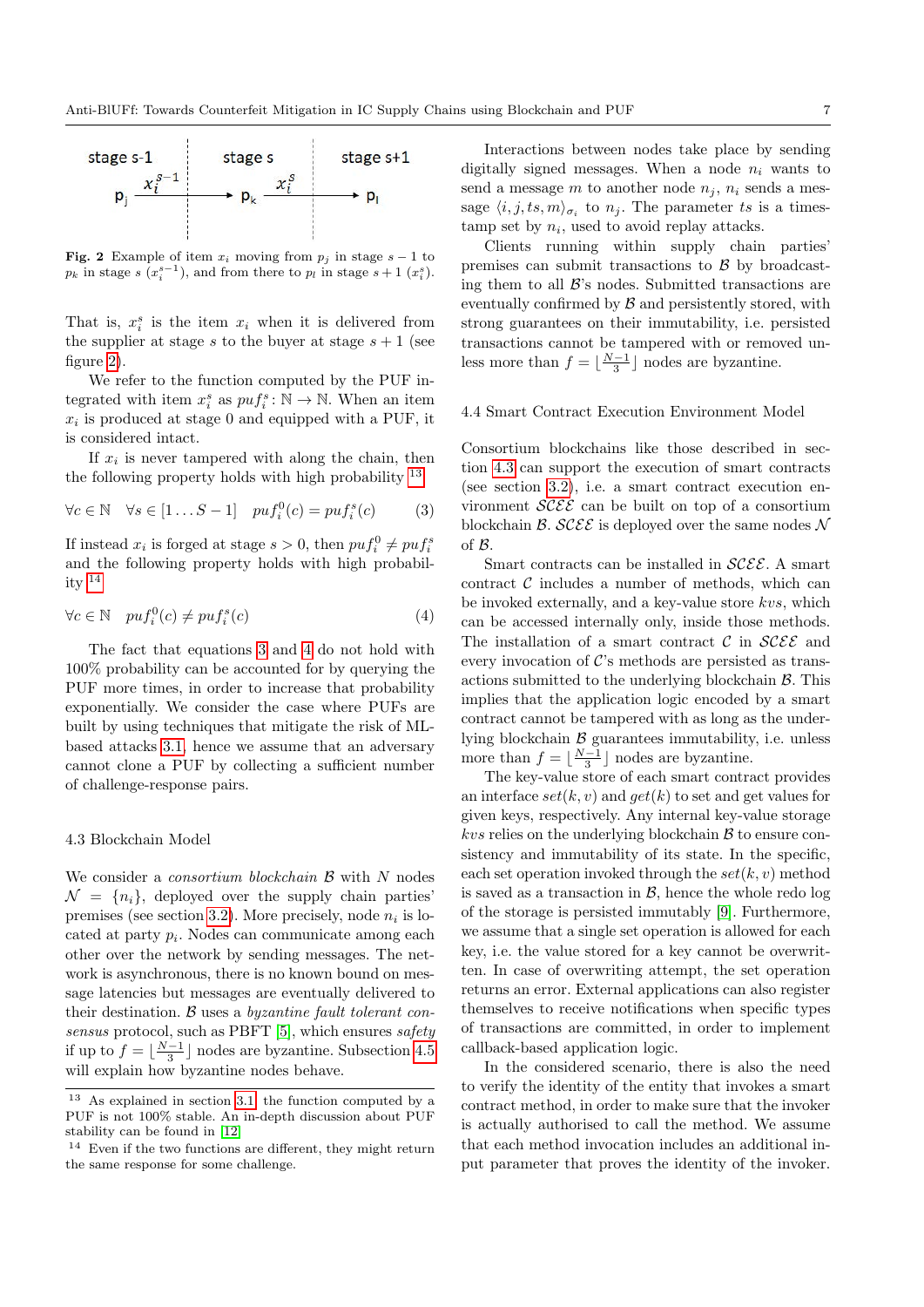Fig. 2 Example of item $x_i$ moving from $p_j$ in stage $s-1$ to $p_k$ in stage $s$ ($x_i^{s-1}$), and from there to $p_l$ in stage $s+1$ ($x_i^s$).

That is, $x_i^s$ is the item $x_i$ when it is delivered from the supplier at stage $s$ to the buyer at stage $s+1$ (see figure 2).

We refer to the function computed by the PUF integrated with item $x_i^s$ as $puf_i^s : \mathbb{N} \rightarrow \mathbb{N}$. When an item $x_i$ is produced at stage 0 and equipped with a PUF, it is considered intact.

If $x_i$ is never tampered with along the chain, then the following property holds with high probability [13]

$$\forall c \in \mathbb{N} \quad \forall s \in [1 \dots S-1] \quad puf_i^0(c) = puf_i^s(c) \tag{3}$$

If instead $x_i$ is forged at stage $s > 0$, then $puf_i^0 \neq puf_i^s$ and the following property holds with high probability [14]

$$\forall c \in \mathbb{N} \quad puf_i^0(c) \neq puf_i^s(c) \tag{4}$$

The fact that equations 3 and 4 do not hold with 100% probability can be accounted for by querying the PUF more times, in order to increase that probability exponentially. We consider the case where PUFs are built by using techniques that mitigate the risk of ML-based attacks 3.1, hence we assume that an adversary cannot clone a PUF by collecting a sufficient number of challenge-response pairs.

### 4.3 Blockchain Model

We consider a *consortium blockchain* $\mathcal{B}$ with $N$ nodes $\mathcal{N} = \{n_i\}$, deployed over the supply chain parties' premises (see section 3.2). More precisely, node $n_i$ is located at party $p_i$. Nodes can communicate among each other over the network by sending messages. The network is asynchronous, there is no known bound on message latencies but messages are eventually delivered to their destination. $\mathcal{B}$ uses a *byzantine fault tolerant consensus* protocol, such as PBFT [5], which ensures *safety* if up to $f = \lfloor \frac{N-1}{3} \rfloor$ nodes are byzantine. Subsection 4.5 will explain how byzantine nodes behave.

Interactions between nodes take place by sending digitally signed messages. When a node $n_i$ wants to send a message $m$ to another node $n_j$, $n_i$ sends a message $\langle i, j, ts, m \rangle_{\sigma_i}$ to $n_j$. The parameter $ts$ is a timestamp set by $n_i$, used to avoid replay attacks.

Clients running within supply chain parties' premises can submit transactions to $\mathcal{B}$ by broadcasting them to all $\mathcal{B}$'s nodes. Submitted transactions are eventually confirmed by $\mathcal{B}$ and persistently stored, with strong guarantees on their immutability, i.e. persisted transactions cannot be tampered with or removed unless more than $f = \lfloor \frac{N-1}{3} \rfloor$ nodes are byzantine.

### 4.4 Smart Contract Execution Environment Model

Consortium blockchains like those described in section 4.3 can support the execution of smart contracts (see section 3.2), i.e. a smart contract execution environment $\mathcal{SCEE}$ can be built on top of a consortium blockchain $\mathcal{B}$. $\mathcal{SCEE}$ is deployed over the same nodes $\mathcal{N}$ of $\mathcal{B}$.

Smart contracts can be installed in $\mathcal{SCEE}$. A smart contract $\mathcal{C}$ includes a number of methods, which can be invoked externally, and a key-value store $kvs$, which can be accessed internally only, inside those methods. The installation of a smart contract $\mathcal{C}$ in $\mathcal{SCEE}$ and every invocation of $\mathcal{C}$'s methods are persisted as transactions submitted to the underlying blockchain $\mathcal{B}$. This implies that the application logic encoded by a smart contract cannot be tampered with as long as the underlying blockchain $\mathcal{B}$ guarantees immutability, i.e. unless more than $f = \lfloor \frac{N-1}{3} \rfloor$ nodes are byzantine.

The key-value store of each smart contract provides an interface $set(k, v)$ and $get(k)$ to set and get values for given keys, respectively. Any internal key-value storage $kvs$ relies on the underlying blockchain $\mathcal{B}$ to ensure consistency and immutability of its state. In the specific, each set operation invoked through the $set(k, v)$ method is saved as a transaction in $\mathcal{B}$, hence the whole redo log of the storage is persisted immutably [9]. Furthermore, we assume that a single set operation is allowed for each key, i.e. the value stored for a key cannot be overwritten. In case of overwriting attempt, the set operation returns an error. External applications can also register themselves to receive notifications when specific types of transactions are committed, in order to implement callback-based application logic.

In the considered scenario, there is also the need to verify the identity of the entity that invokes a smart contract method, in order to make sure that the invoker is actually authorised to call the method. We assume that each method invocation includes an additional input parameter that proves the identity of the invoker.

[13] As explained in section 3.1, the function computed by a PUF is not 100% stable. An in-depth discussion about PUF stability can be found in [12]

[14] Even if the two functions are different, they might return the same response for some challenge.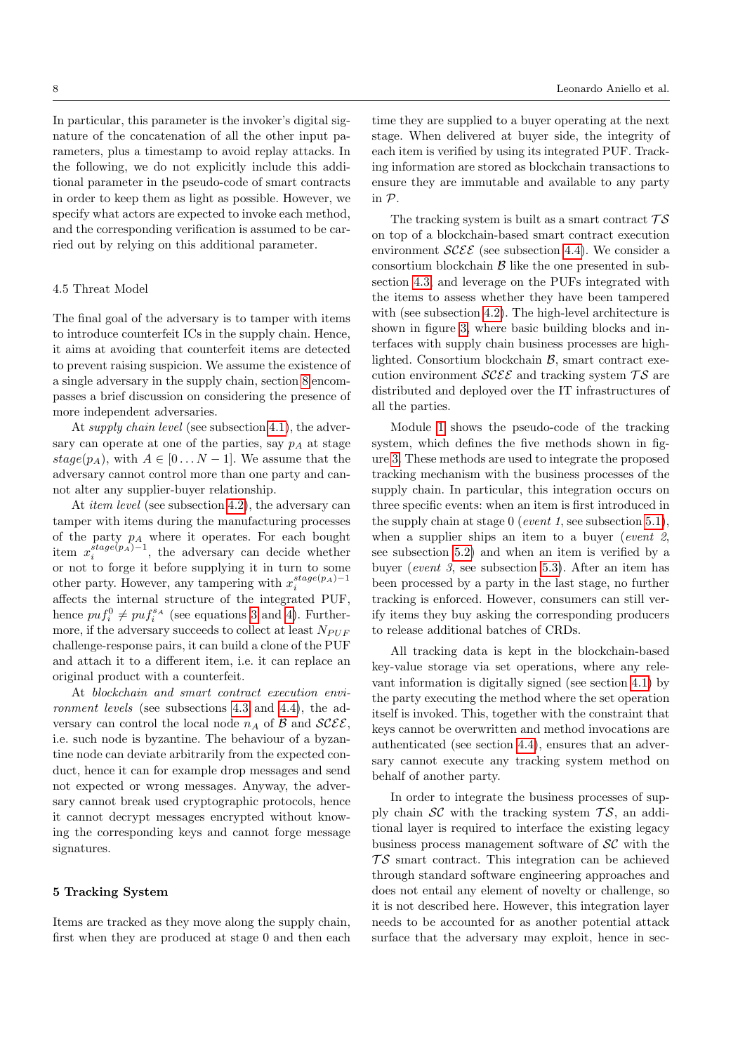In particular, this parameter is the invoker's digital signature of the concatenation of all the other input parameters, plus a timestamp to avoid replay attacks. In the following, we do not explicitly include this additional parameter in the pseudo-code of smart contracts in order to keep them as light as possible. However, we specify what actors are expected to invoke each method, and the corresponding verification is assumed to be carried out by relying on this additional parameter.

### 4.5 Threat Model

The final goal of the adversary is to tamper with items to introduce counterfeit ICs in the supply chain. Hence, it aims at avoiding that counterfeit items are detected to prevent raising suspicion. We assume the existence of a single adversary in the supply chain, section 8 encompasses a brief discussion on considering the presence of more independent adversaries.

At *supply chain level* (see subsection 4.1), the adversary can operate at one of the parties, say $p_A$ at stage $stage(p_A)$, with $A \in [0 \ldots N-1]$. We assume that the adversary cannot control more than one party and cannot alter any supplier-buyer relationship.

At *item level* (see subsection 4.2), the adversary can tamper with items during the manufacturing processes of the party $p_A$ where it operates. For each bought item $x_i^{stage(p_A)-1}$, the adversary can decide whether or not to forge it before supplying it in turn to some other party. However, any tampering with $x_i^{stage(p_A)-1}$ affects the internal structure of the integrated PUF, hence $puf_i^0 \neq puf_i^{s_A}$ (see equations 3 and 4). Furthermore, if the adversary succeeds to collect at least $N_{PUF}$ challenge-response pairs, it can build a clone of the PUF and attach it to a different item, i.e. it can replace an original product with a counterfeit.

At *blockchain and smart contract execution environment levels* (see subsections 4.3 and 4.4), the adversary can control the local node $n_A$ of $\mathcal{B}$ and $\mathcal{SCEE}$, i.e. such node is byzantine. The behaviour of a byzantine node can deviate arbitrarily from the expected conduct, hence it can for example drop messages and send not expected or wrong messages. Anyway, the adversary cannot break used cryptographic protocols, hence it cannot decrypt messages encrypted without knowing the corresponding keys and cannot forge message signatures.

## 5 Tracking System

Items are tracked as they move along the supply chain, first when they are produced at stage 0 and then each time they are supplied to a buyer operating at the next stage. When delivered at buyer side, the integrity of each item is verified by using its integrated PUF. Tracking information are stored as blockchain transactions to ensure they are immutable and available to any party in $\mathcal{P}$.

The tracking system is built as a smart contract $\mathcal{TS}$ on top of a blockchain-based smart contract execution environment $\mathcal{SCEE}$ (see subsection 4.4). We consider a consortium blockchain $\mathcal{B}$ like the one presented in subsection 4.3, and leverage on the PUFs integrated with the items to assess whether they have been tampered with (see subsection 4.2). The high-level architecture is shown in figure 3, where basic building blocks and interfaces with supply chain business processes are highlighted. Consortium blockchain $\mathcal{B}$, smart contract execution environment $\mathcal{SCEE}$ and tracking system $\mathcal{TS}$ are distributed and deployed over the IT infrastructures of all the parties.

Module 1 shows the pseudo-code of the tracking system, which defines the five methods shown in figure 3. These methods are used to integrate the proposed tracking mechanism with the business processes of the supply chain. In particular, this integration occurs on three specific events: when an item is first introduced in the supply chain at stage 0 (*event 1*, see subsection 5.1), when a supplier ships an item to a buyer (*event 2*, see subsection 5.2) and when an item is verified by a buyer (*event 3*, see subsection 5.3). After an item has been processed by a party in the last stage, no further tracking is enforced. However, consumers can still verify items they buy asking the corresponding producers to release additional batches of CRDs.

All tracking data is kept in the blockchain-based key-value storage via set operations, where any relevant information is digitally signed (see section 4.1) by the party executing the method where the set operation is invoked. This, together with the constraint that keys cannot be overwritten and method invocations are authenticated (see section 4.4), ensures that an adversary cannot execute any tracking system method on behalf of another party.

In order to integrate the business processes of supply chain $\mathcal{SC}$ with the tracking system $\mathcal{TS}$, an additional layer is required to interface the existing legacy business process management software of $\mathcal{SC}$ with the $\mathcal{TS}$ smart contract. This integration can be achieved through standard software engineering approaches and does not entail any element of novelty or challenge, so it is not described here. However, this integration layer needs to be accounted for as another potential attack surface that the adversary may exploit, hence in sec-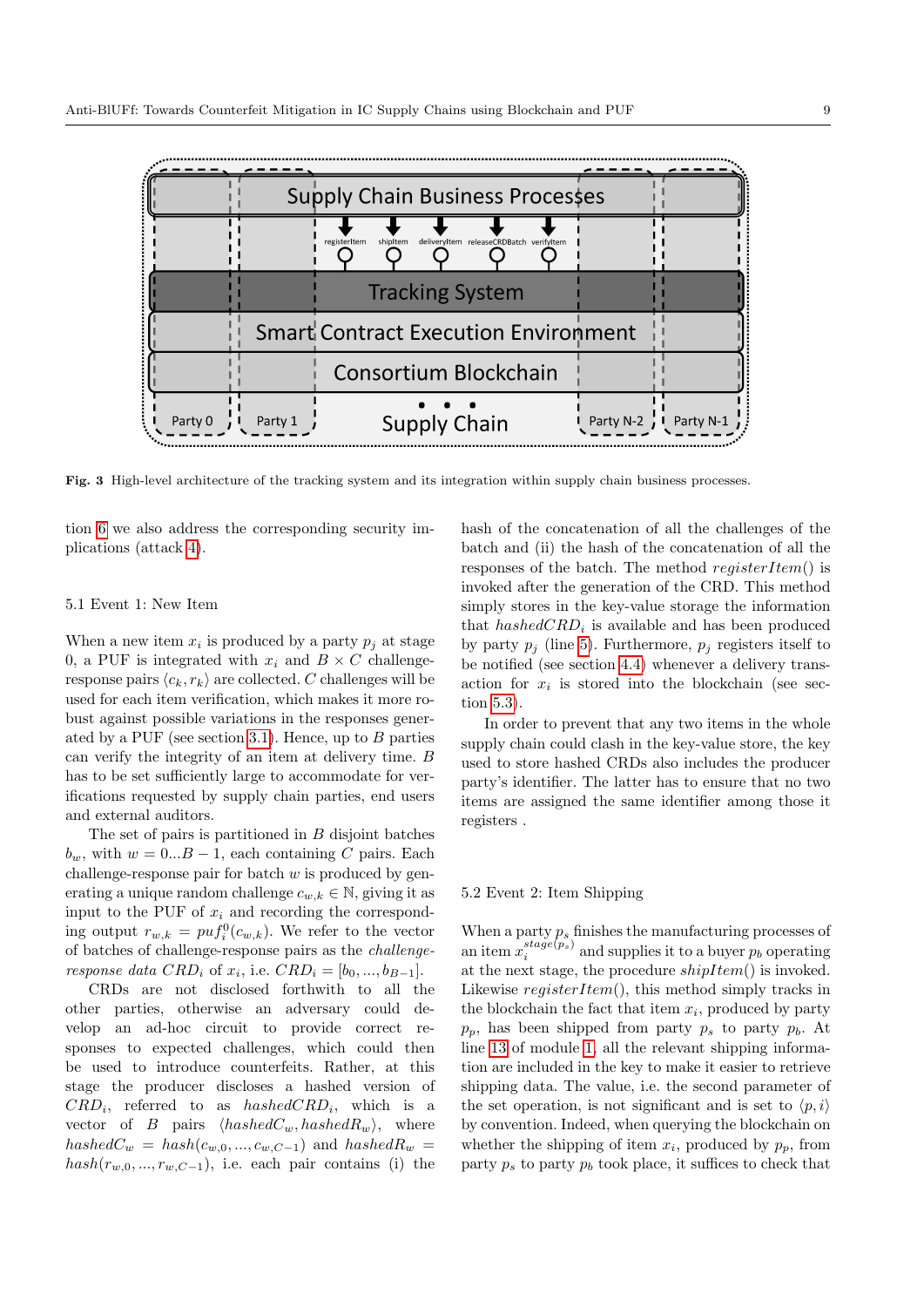**Fig. 3** High-level architecture of the tracking system and its integration within supply chain business processes.

tion 6 we also address the corresponding security implications (attack 4).

### 5.1 Event 1: New Item

When a new item $x_i$ is produced by a party $p_j$ at stage 0, a PUF is integrated with $x_i$ and $B \times C$ challenge-response pairs $\langle c_k, r_k \rangle$ are collected. $C$ challenges will be used for each item verification, which makes it more robust against possible variations in the responses generated by a PUF (see section 3.1). Hence, up to $B$ parties can verify the integrity of an item at delivery time. $B$ has to be set sufficiently large to accommodate for verifications requested by supply chain parties, end users and external auditors.

The set of pairs is partitioned in $B$ disjoint batches $b_w$, with $w = 0...B-1$, each containing $C$ pairs. Each challenge-response pair for batch $w$ is produced by generating a unique random challenge $c_{w,k} \in \mathbb{N}$, giving it as input to the PUF of $x_i$ and recording the corresponding output $r_{w,k} = puf_i^0(c_{w,k})$. We refer to the vector of batches of challenge-response pairs as the *challenge-response data* $CRD_i$ of $x_i$, i.e. $CRD_i = [b_0, ..., b_{B-1}]$.

CRDs are not disclosed forthwith to all the other parties, otherwise an adversary could develop an ad-hoc circuit to provide correct responses to expected challenges, which could then be used to introduce counterfeits. Rather, at this stage the producer discloses a hashed version of $CRD_i$, referred to as $hashedCRD_i$, which is a vector of $B$ pairs $\langle hashedC_w, hashedR_w \rangle$, where $hashedC_w = hash(c_{w,0}, ..., c_{w,C-1})$ and $hashedR_w = hash(r_{w,0}, ..., r_{w,C-1})$, i.e. each pair contains (i) the hash of the concatenation of all the challenges of the batch and (ii) the hash of the concatenation of all the responses of the batch. The method $registerItem()$ is invoked after the generation of the CRD. This method simply stores in the key-value storage the information that $hashedCRD_i$ is available and has been produced by party $p_j$ (line 5). Furthermore, $p_j$ registers itself to be notified (see section 4.4) whenever a delivery transaction for $x_i$ is stored into the blockchain (see section 5.3).

In order to prevent that any two items in the whole supply chain could clash in the key-value store, the key used to store hashed CRDs also includes the producer party's identifier. The latter has to ensure that no two items are assigned the same identifier among those it registers .

### 5.2 Event 2: Item Shipping

When a party $p_s$ finishes the manufacturing processes of an item $x_i^{stage(p_s)}$ and supplies it to a buyer $p_b$ operating at the next stage, the procedure $shipItem()$ is invoked. Likewise $registerItem()$, this method simply tracks in the blockchain the fact that item $x_i$, produced by party $p_p$, has been shipped from party $p_s$ to party $p_b$. At line 13 of module 1, all the relevant shipping information are included in the key to make it easier to retrieve shipping data. The value, i.e. the second parameter of the set operation, is not significant and is set to $\langle p, i \rangle$ by convention. Indeed, when querying the blockchain on whether the shipping of item $x_i$, produced by $p_p$, from party $p_s$ to party $p_b$ took place, it suffices to check that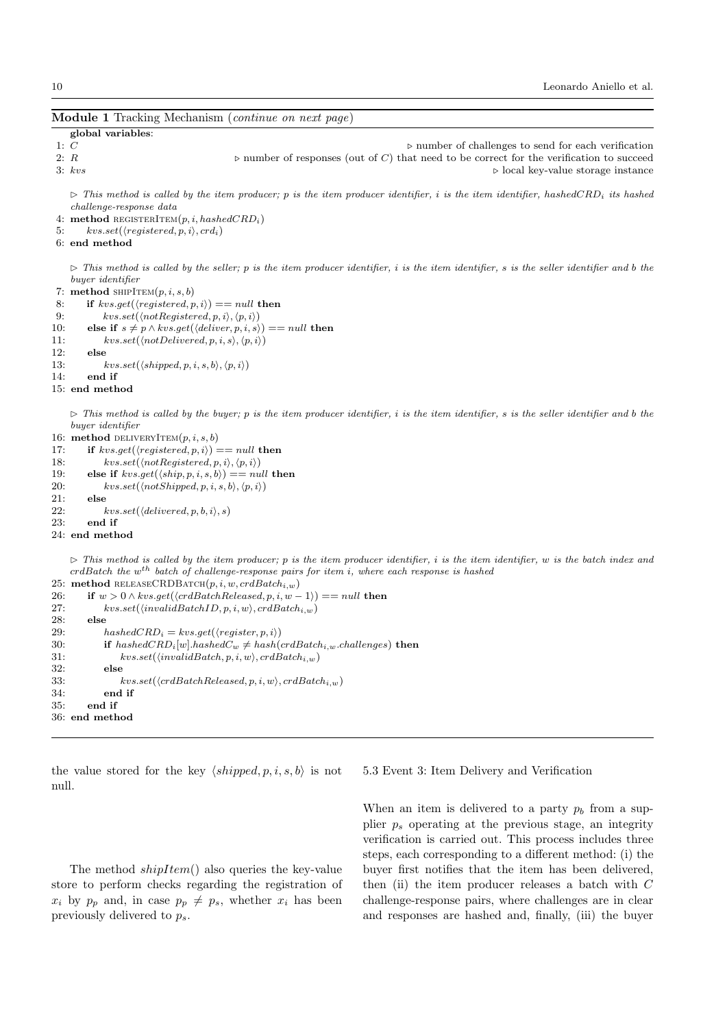**Module 1** Tracking Mechanism (*continue on next page*)

```
    global variables:
 1: C                                      ▷ number of challenges to send for each verification
 2: R          ▷ number of responses (out of C) that need to be correct for the verification to succeed
 3: kvs                                                       ▷ local key-value storage instance

    ▷ This method is called by the item producer; p is the item producer identifier, i is the item identifier, hashedCRD_i its hashed
    challenge-response data
 4: method REGISTERITEM(p, i, hashedCRD_i)
 5:     kvs.set(⟨registered, p, i⟩, crd_i)
 6: end method

    ▷ This method is called by the seller; p is the item producer identifier, i is the item identifier, s is the seller identifier and b the
    buyer identifier
 7: method SHIPITEM(p, i, s, b)
 8:     if kvs.get(⟨registered, p, i⟩) == null then
 9:         kvs.set(⟨notRegistered, p, i⟩, ⟨p, i⟩)
10:     else if s ≠ p ∧ kvs.get(⟨deliver, p, i, s⟩) == null then
11:         kvs.set(⟨notDelivered, p, i, s⟩, ⟨p, i⟩)
12:     else
13:         kvs.set(⟨shipped, p, i, s, b⟩, ⟨p, i⟩)
14:     end if
15: end method

    ▷ This method is called by the buyer; p is the item producer identifier, i is the item identifier, s is the seller identifier and b the
    buyer identifier
16: method DELIVERYITEM(p, i, s, b)
17:     if kvs.get(⟨registered, p, i⟩) == null then
18:         kvs.set(⟨notRegistered, p, i⟩, ⟨p, i⟩)
19:     else if kvs.get(⟨ship, p, i, s, b⟩) == null then
20:         kvs.set(⟨notShipped, p, i, s, b⟩, ⟨p, i⟩)
21:     else
22:         kvs.set(⟨delivered, p, b, i⟩, s)
23:     end if
24: end method

    ▷ This method is called by the item producer; p is the item producer identifier, i is the item identifier, w is the batch index and
    crdBatch the w^th batch of challenge-response pairs for item i, where each response is hashed
25: method RELEASECRDBATCH(p, i, w, crdBatch_{i,w})
26:     if w > 0 ∧ kvs.get(⟨crdBatchReleased, p, i, w − 1⟩) == null then
27:         kvs.set(⟨invalidBatchID, p, i, w⟩, crdBatch_{i,w})
28:     else
29:         hashedCRD_i = kvs.get(⟨register, p, i⟩)
30:         if hashedCRD_i[w].hashedC_w ≠ hash(crdBatch_{i,w}.challenges) then
31:             kvs.set(⟨invalidBatch, p, i, w⟩, crdBatch_{i,w})
32:         else
33:             kvs.set(⟨crdBatchReleased, p, i, w⟩, crdBatch_{i,w})
34:         end if
35:     end if
36: end method
```

the value stored for the key $\langle shipped, p, i, s, b\rangle$ is not null.

The method $shipItem()$ also queries the key-value store to perform checks regarding the registration of $x_i$ by $p_p$ and, in case $p_p \neq p_s$, whether $x_i$ has been previously delivered to $p_s$.

### 5.3 Event 3: Item Delivery and Verification

When an item is delivered to a party $p_b$ from a supplier $p_s$ operating at the previous stage, an integrity verification is carried out. This process includes three steps, each corresponding to a different method: (i) the buyer first notifies that the item has been delivered, then (ii) the item producer releases a batch with $C$ challenge-response pairs, where challenges are in clear and responses are hashed and, finally, (iii) the buyer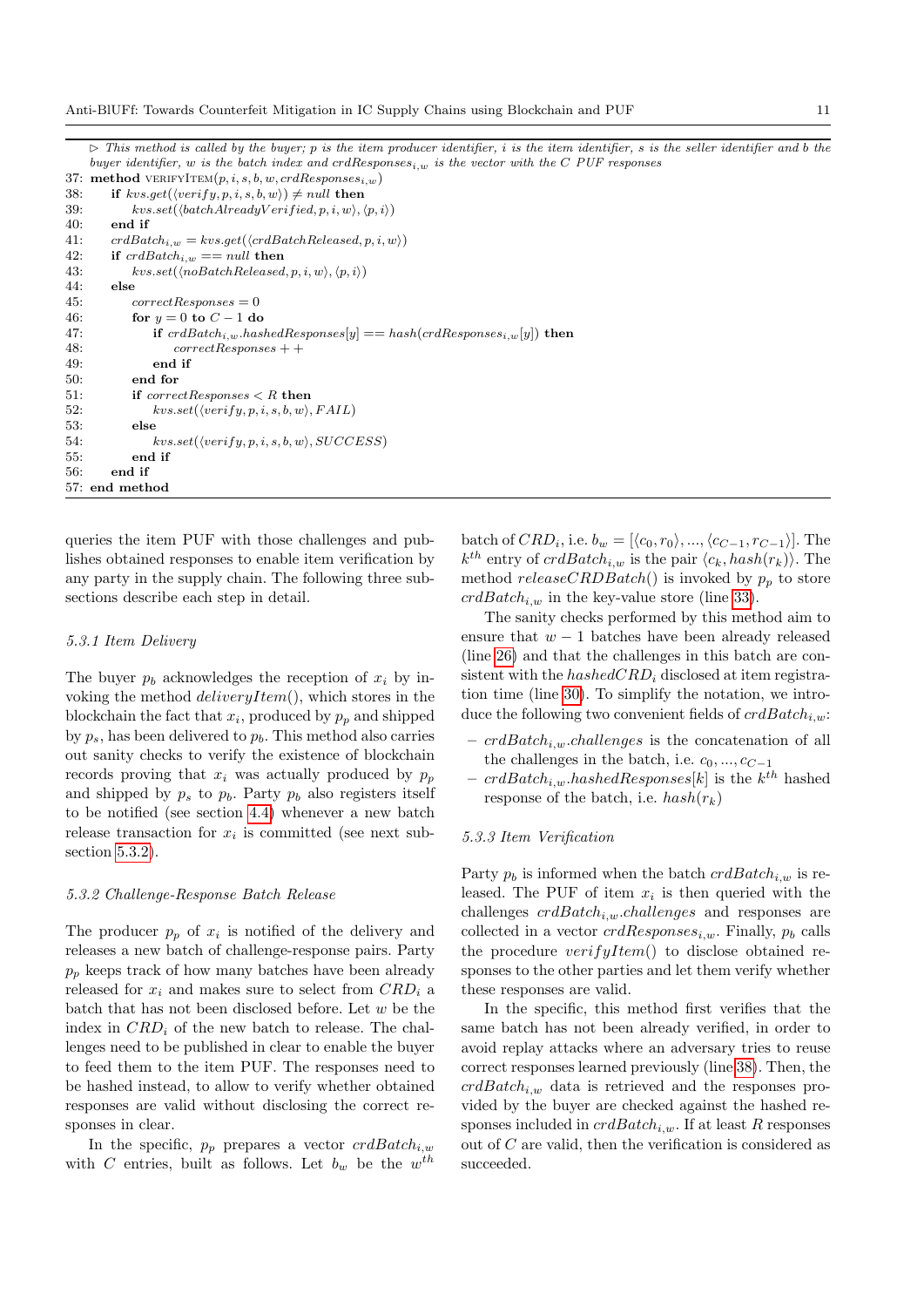```
▷ This method is called by the buyer; p is the item producer identifier, i is the item identifier, s is the seller identifier and b the
buyer identifier, w is the batch index and crdResponses_{i,w} is the vector with the C PUF responses
37: method VERIFYITEM(p, i, s, b, w, crdResponses_{i,w})
38:     if kvs.get(⟨verify, p, i, s, b, w⟩) ≠ null then
39:         kvs.set(⟨batchAlreadyVerified, p, i, w⟩, ⟨p, i⟩)
40:     end if
41:     crdBatch_{i,w} = kvs.get(⟨crdBatchReleased, p, i, w⟩)
42:     if crdBatch_{i,w} == null then
43:         kvs.set(⟨noBatchReleased, p, i, w⟩, ⟨p, i⟩)
44:     else
45:         correctResponses = 0
46:         for y = 0 to C − 1 do
47:             if crdBatch_{i,w}.hashedResponses[y] == hash(crdResponses_{i,w}[y]) then
48:                 correctResponses + +
49:             end if
50:         end for
51:         if correctResponses < R then
52:             kvs.set(⟨verify, p, i, s, b, w⟩, FAIL)
53:         else
54:             kvs.set(⟨verify, p, i, s, b, w⟩, SUCCESS)
55:         end if
56:     end if
57: end method
```

queries the item PUF with those challenges and publishes obtained responses to enable item verification by any party in the supply chain. The following three subsections describe each step in detail.

#### 5.3.1 Item Delivery

The buyer $p_b$ acknowledges the reception of $x_i$ by invoking the method *deliveryItem*(), which stores in the blockchain the fact that $x_i$, produced by $p_p$ and shipped by $p_s$, has been delivered to $p_b$. This method also carries out sanity checks to verify the existence of blockchain records proving that $x_i$ was actually produced by $p_p$ and shipped by $p_s$ to $p_b$. Party $p_b$ also registers itself to be notified (see section 4.4) whenever a new batch release transaction for $x_i$ is committed (see next subsection 5.3.2).

#### 5.3.2 Challenge-Response Batch Release

The producer $p_p$ of $x_i$ is notified of the delivery and releases a new batch of challenge-response pairs. Party $p_p$ keeps track of how many batches have been already released for $x_i$ and makes sure to select from $CRD_i$ a batch that has not been disclosed before. Let $w$ be the index in $CRD_i$ of the new batch to release. The challenges need to be published in clear to enable the buyer to feed them to the item PUF. The responses need to be hashed instead, to allow to verify whether obtained responses are valid without disclosing the correct responses in clear.

In the specific, $p_p$ prepares a vector $crdBatch_{i,w}$ with $C$ entries, built as follows. Let $b_w$ be the $w^{th}$ batch of $CRD_i$, i.e. $b_w = [\langle c_0, r_0\rangle, ..., \langle c_{C-1}, r_{C-1}\rangle]$. The $k^{th}$ entry of $crdBatch_{i,w}$ is the pair $\langle c_k, hash(r_k)\rangle$. The method *releaseCRDBatch*() is invoked by $p_p$ to store $crdBatch_{i,w}$ in the key-value store (line 33).

The sanity checks performed by this method aim to ensure that $w - 1$ batches have been already released (line 26) and that the challenges in this batch are consistent with the $hashedCRD_i$ disclosed at item registration time (line 30). To simplify the notation, we introduce the following two convenient fields of $crdBatch_{i,w}$:

- $crdBatch_{i,w}.challenges$ is the concatenation of all the challenges in the batch, i.e. $c_0, ..., c_{C-1}$
- $crdBatch_{i,w}.hashedResponses[k]$ is the $k^{th}$ hashed response of the batch, i.e. $hash(r_k)$

#### 5.3.3 Item Verification

Party $p_b$ is informed when the batch $crdBatch_{i,w}$ is released. The PUF of item $x_i$ is then queried with the challenges $crdBatch_{i,w}.challenges$ and responses are collected in a vector $crdResponses_{i,w}$. Finally, $p_b$ calls the procedure *verifyItem*() to disclose obtained responses to the other parties and let them verify whether these responses are valid.

In the specific, this method first verifies that the same batch has not been already verified, in order to avoid replay attacks where an adversary tries to reuse correct responses learned previously (line 38). Then, the $crdBatch_{i,w}$ data is retrieved and the responses provided by the buyer are checked against the hashed responses included in $crdBatch_{i,w}$. If at least $R$ responses out of $C$ are valid, then the verification is considered as succeeded.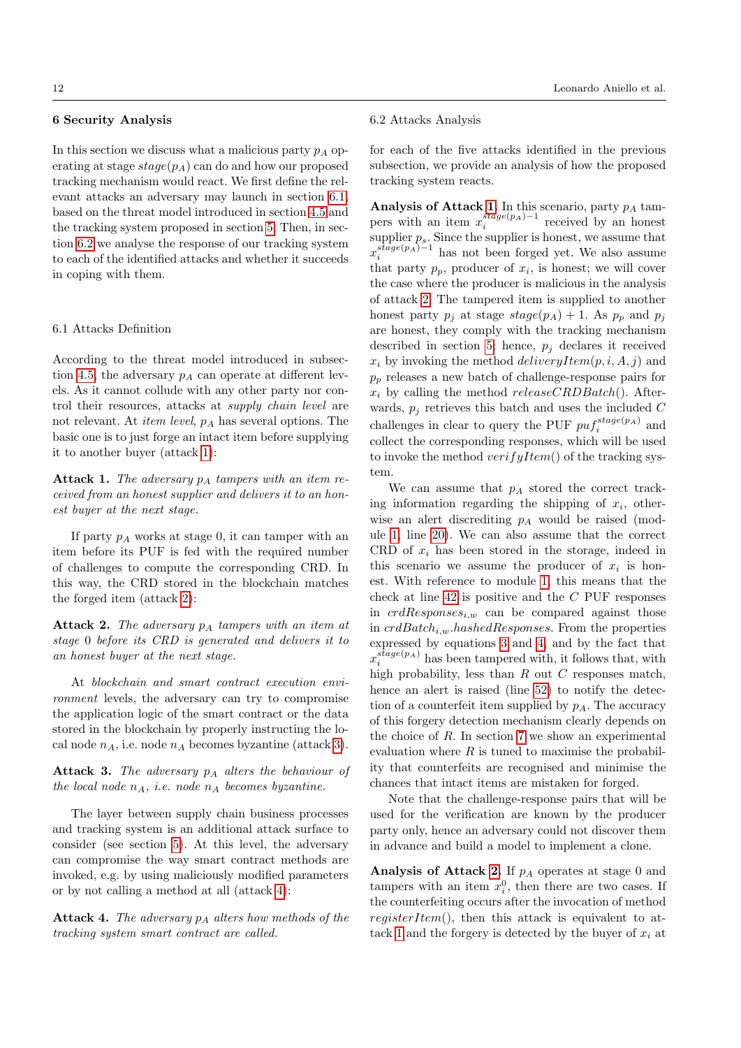## 6 Security Analysis

In this section we discuss what a malicious party $p_A$ operating at stage $stage(p_A)$ can do and how our proposed tracking mechanism would react. We first define the relevant attacks an adversary may launch in section 6.1, based on the threat model introduced in section 4.5 and the tracking system proposed in section 5. Then, in section 6.2 we analyse the response of our tracking system to each of the identified attacks and whether it succeeds in coping with them.

### 6.1 Attacks Definition

According to the threat model introduced in subsection 4.5, the adversary $p_A$ can operate at different levels. As it cannot collude with any other party nor control their resources, attacks at *supply chain level* are not relevant. At *item level*, $p_A$ has several options. The basic one is to just forge an intact item before supplying it to another buyer (attack 1):

**Attack 1.** *The adversary $p_A$ tampers with an item received from an honest supplier and delivers it to an honest buyer at the next stage.*

If party $p_A$ works at stage 0, it can tamper with an item before its PUF is fed with the required number of challenges to compute the corresponding CRD. In this way, the CRD stored in the blockchain matches the forged item (attack 2):

**Attack 2.** *The adversary $p_A$ tampers with an item at stage 0 before its CRD is generated and delivers it to an honest buyer at the next stage.*

At *blockchain and smart contract execution environment* levels, the adversary can try to compromise the application logic of the smart contract or the data stored in the blockchain by properly instructing the local node $n_A$, i.e. node $n_A$ becomes byzantine (attack 3).

**Attack 3.** *The adversary $p_A$ alters the behaviour of the local node $n_A$, i.e. node $n_A$ becomes byzantine.*

The layer between supply chain business processes and tracking system is an additional attack surface to consider (see section 5). At this level, the adversary can compromise the way smart contract methods are invoked, e.g. by using maliciously modified parameters or by not calling a method at all (attack 4):

**Attack 4.** *The adversary $p_A$ alters how methods of the tracking system smart contract are called.*

### 6.2 Attacks Analysis

for each of the five attacks identified in the previous subsection, we provide an analysis of how the proposed tracking system reacts.

**Analysis of Attack 1.** In this scenario, party $p_A$ tampers with an item $x_i^{stage(p_A)-1}$ received by an honest supplier $p_s$. Since the supplier is honest, we assume that $x_i^{stage(p_A)-1}$ has not been forged yet. We also assume that party $p_p$, producer of $x_i$, is honest; we will cover the case where the producer is malicious in the analysis of attack 2. The tampered item is supplied to another honest party $p_j$ at stage $stage(p_A) + 1$. As $p_p$ and $p_j$ are honest, they comply with the tracking mechanism described in section 5, hence, $p_j$ declares it received $x_i$ by invoking the method $deliveryItem(p, i, A, j)$ and $p_p$ releases a new batch of challenge-response pairs for $x_i$ by calling the method $releaseCRDBatch()$. Afterwards, $p_j$ retrieves this batch and uses the included $C$ challenges in clear to query the PUF $puf_i^{stage(p_A)}$ and collect the corresponding responses, which will be used to invoke the method $verifyItem()$ of the tracking system.

We can assume that $p_A$ stored the correct tracking information regarding the shipping of $x_i$, otherwise an alert discrediting $p_A$ would be raised (module 1, line 20). We can also assume that the correct CRD of $x_i$ has been stored in the storage, indeed in this scenario we assume the producer of $x_i$ is honest. With reference to module 1, this means that the check at line 42 is positive and the $C$ PUF responses in $crdResponses_{i,w}$ can be compared against those in $crdBatch_{i,w}.hashedResponses$. From the properties expressed by equations 3 and 4, and by the fact that $x_i^{stage(p_A)}$ has been tampered with, it follows that, with high probability, less than $R$ out $C$ responses match, hence an alert is raised (line 52) to notify the detection of a counterfeit item supplied by $p_A$. The accuracy of this forgery detection mechanism clearly depends on the choice of $R$. In section 7 we show an experimental evaluation where $R$ is tuned to maximise the probability that counterfeits are recognised and minimise the chances that intact items are mistaken for forged.

Note that the challenge-response pairs that will be used for the verification are known by the producer party only, hence an adversary could not discover them in advance and build a model to implement a clone.

**Analysis of Attack 2.** If $p_A$ operates at stage 0 and tampers with an item $x_i^0$, then there are two cases. If the counterfeiting occurs after the invocation of method $registerItem()$, then this attack is equivalent to attack 1 and the forgery is detected by the buyer of $x_i$ at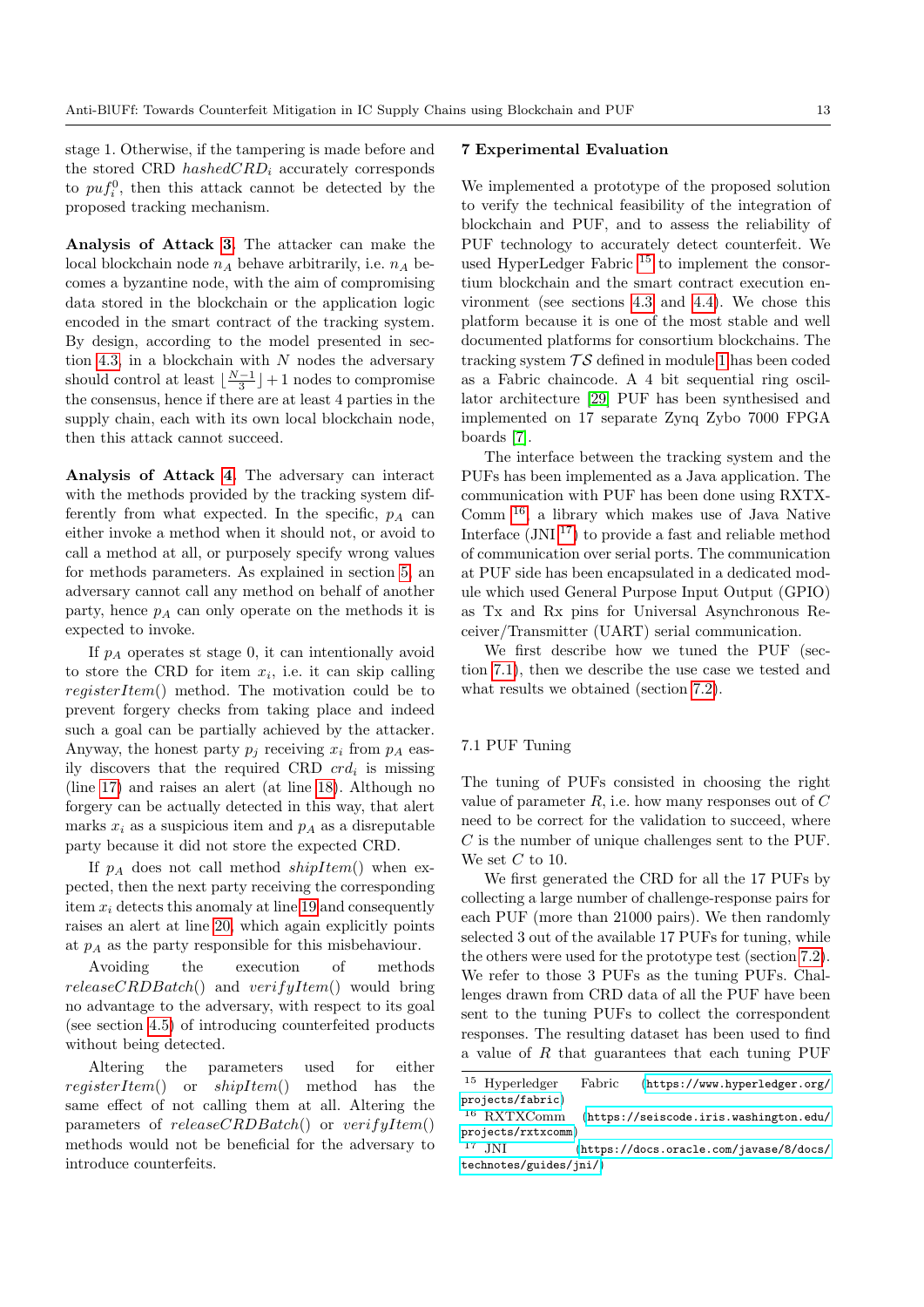stage 1. Otherwise, if the tampering is made before and the stored CRD $hashedCRD_i$ accurately corresponds to $puf_i^0$, then this attack cannot be detected by the proposed tracking mechanism.

**Analysis of Attack 3.** The attacker can make the local blockchain node $n_A$ behave arbitrarily, i.e. $n_A$ becomes a byzantine node, with the aim of compromising data stored in the blockchain or the application logic encoded in the smart contract of the tracking system. By design, according to the model presented in section 4.3, in a blockchain with $N$ nodes the adversary should control at least $\lfloor \frac{N-1}{3} \rfloor + 1$ nodes to compromise the consensus, hence if there are at least 4 parties in the supply chain, each with its own local blockchain node, then this attack cannot succeed.

**Analysis of Attack 4.** The adversary can interact with the methods provided by the tracking system differently from what expected. In the specific, $p_A$ can either invoke a method when it should not, or avoid to call a method at all, or purposely specify wrong values for methods parameters. As explained in section 5, an adversary cannot call any method on behalf of another party, hence $p_A$ can only operate on the methods it is expected to invoke.

If $p_A$ operates st stage 0, it can intentionally avoid to store the CRD for item $x_i$, i.e. it can skip calling $registerItem()$ method. The motivation could be to prevent forgery checks from taking place and indeed such a goal can be partially achieved by the attacker. Anyway, the honest party $p_j$ receiving $x_i$ from $p_A$ easily discovers that the required CRD $crd_i$ is missing (line 17) and raises an alert (at line 18). Although no forgery can be actually detected in this way, that alert marks $x_i$ as a suspicious item and $p_A$ as a disreputable party because it did not store the expected CRD.

If $p_A$ does not call method $shipItem()$ when expected, then the next party receiving the corresponding item $x_i$ detects this anomaly at line 19 and consequently raises an alert at line 20, which again explicitly points at $p_A$ as the party responsible for this misbehaviour.

Avoiding the execution of methods $releaseCRDBatch()$ and $verifyItem()$ would bring no advantage to the adversary, with respect to its goal (see section 4.5) of introducing counterfeited products without being detected.

Altering the parameters used for either $registerItem()$ or $shipItem()$ method has the same effect of not calling them at all. Altering the parameters of $releaseCRDBatch()$ or $verifyItem()$ methods would not be beneficial for the adversary to introduce counterfeits.

## 7 Experimental Evaluation

We implemented a prototype of the proposed solution to verify the technical feasibility of the integration of blockchain and PUF, and to assess the reliability of PUF technology to accurately detect counterfeit. We used HyperLedger Fabric [15] to implement the consortium blockchain and the smart contract execution environment (see sections 4.3 and 4.4). We chose this platform because it is one of the most stable and well documented platforms for consortium blockchains. The tracking system $\mathcal{TS}$ defined in module 1 has been coded as a Fabric chaincode. A 4 bit sequential ring oscillator architecture [29] PUF has been synthesised and implemented on 17 separate Zynq Zybo 7000 FPGA boards [7].

The interface between the tracking system and the PUFs has been implemented as a Java application. The communication with PUF has been done using RXTXComm [16], a library which makes use of Java Native Interface (JNI [17]) to provide a fast and reliable method of communication over serial ports. The communication at PUF side has been encapsulated in a dedicated module which used General Purpose Input Output (GPIO) as Tx and Rx pins for Universal Asynchronous Receiver/Transmitter (UART) serial communication.

We first describe how we tuned the PUF (section 7.1), then we describe the use case we tested and what results we obtained (section 7.2).

### 7.1 PUF Tuning

The tuning of PUFs consisted in choosing the right value of parameter $R$, i.e. how many responses out of $C$ need to be correct for the validation to succeed, where $C$ is the number of unique challenges sent to the PUF. We set $C$ to 10.

We first generated the CRD for all the 17 PUFs by collecting a large number of challenge-response pairs for each PUF (more than 21000 pairs). We then randomly selected 3 out of the available 17 PUFs for tuning, while the others were used for the prototype test (section 7.2). We refer to those 3 PUFs as the tuning PUFs. Challenges drawn from CRD data of all the PUF have been sent to the tuning PUFs to collect the correspondent responses. The resulting dataset has been used to find a value of $R$ that guarantees that each tuning PUF

[15] Hyperledger Fabric (https://www.hyperledger.org/projects/fabric)

[16] RXTXComm (https://seiscode.iris.washington.edu/projects/rxtxcomm)

[17] JNI (https://docs.oracle.com/javase/8/docs/technotes/guides/jni/)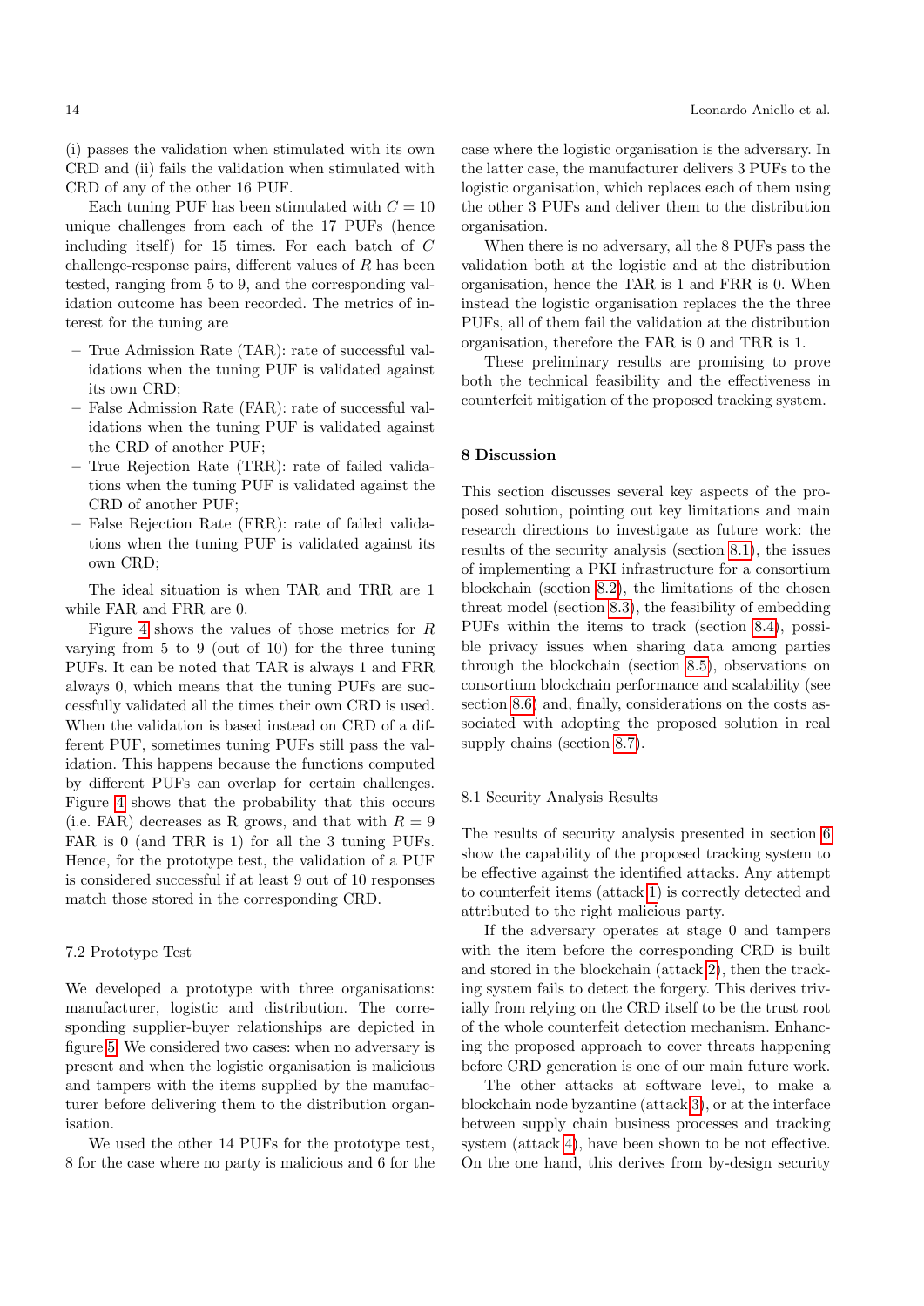(i) passes the validation when stimulated with its own CRD and (ii) fails the validation when stimulated with CRD of any of the other 16 PUF.

Each tuning PUF has been stimulated with $C = 10$ unique challenges from each of the 17 PUFs (hence including itself) for 15 times. For each batch of $C$ challenge-response pairs, different values of $R$ has been tested, ranging from 5 to 9, and the corresponding validation outcome has been recorded. The metrics of interest for the tuning are

- True Admission Rate (TAR): rate of successful validations when the tuning PUF is validated against its own CRD;
- False Admission Rate (FAR): rate of successful validations when the tuning PUF is validated against the CRD of another PUF;
- True Rejection Rate (TRR): rate of failed validations when the tuning PUF is validated against the CRD of another PUF;
- False Rejection Rate (FRR): rate of failed validations when the tuning PUF is validated against its own CRD;

The ideal situation is when TAR and TRR are 1 while FAR and FRR are 0.

Figure 4 shows the values of those metrics for $R$ varying from 5 to 9 (out of 10) for the three tuning PUFs. It can be noted that TAR is always 1 and FRR always 0, which means that the tuning PUFs are successfully validated all the times their own CRD is used. When the validation is based instead on CRD of a different PUF, sometimes tuning PUFs still pass the validation. This happens because the functions computed by different PUFs can overlap for certain challenges. Figure 4 shows that the probability that this occurs (i.e. FAR) decreases as R grows, and that with $R = 9$ FAR is 0 (and TRR is 1) for all the 3 tuning PUFs. Hence, for the prototype test, the validation of a PUF is considered successful if at least 9 out of 10 responses match those stored in the corresponding CRD.

### 7.2 Prototype Test

We developed a prototype with three organisations: manufacturer, logistic and distribution. The corresponding supplier-buyer relationships are depicted in figure 5. We considered two cases: when no adversary is present and when the logistic organisation is malicious and tampers with the items supplied by the manufacturer before delivering them to the distribution organisation.

We used the other 14 PUFs for the prototype test, 8 for the case where no party is malicious and 6 for the case where the logistic organisation is the adversary. In the latter case, the manufacturer delivers 3 PUFs to the logistic organisation, which replaces each of them using the other 3 PUFs and deliver them to the distribution organisation.

When there is no adversary, all the 8 PUFs pass the validation both at the logistic and at the distribution organisation, hence the TAR is 1 and FRR is 0. When instead the logistic organisation replaces the the three PUFs, all of them fail the validation at the distribution organisation, therefore the FAR is 0 and TRR is 1.

These preliminary results are promising to prove both the technical feasibility and the effectiveness in counterfeit mitigation of the proposed tracking system.

## 8 Discussion

This section discusses several key aspects of the proposed solution, pointing out key limitations and main research directions to investigate as future work: the results of the security analysis (section 8.1), the issues of implementing a PKI infrastructure for a consortium blockchain (section 8.2), the limitations of the chosen threat model (section 8.3), the feasibility of embedding PUFs within the items to track (section 8.4), possible privacy issues when sharing data among parties through the blockchain (section 8.5), observations on consortium blockchain performance and scalability (see section 8.6) and, finally, considerations on the costs associated with adopting the proposed solution in real supply chains (section 8.7).

### 8.1 Security Analysis Results

The results of security analysis presented in section 6 show the capability of the proposed tracking system to be effective against the identified attacks. Any attempt to counterfeit items (attack 1) is correctly detected and attributed to the right malicious party.

If the adversary operates at stage 0 and tampers with the item before the corresponding CRD is built and stored in the blockchain (attack 2), then the tracking system fails to detect the forgery. This derives trivially from relying on the CRD itself to be the trust root of the whole counterfeit detection mechanism. Enhancing the proposed approach to cover threats happening before CRD generation is one of our main future work.

The other attacks at software level, to make a blockchain node byzantine (attack 3), or at the interface between supply chain business processes and tracking system (attack 4), have been shown to be not effective. On the one hand, this derives from by-design security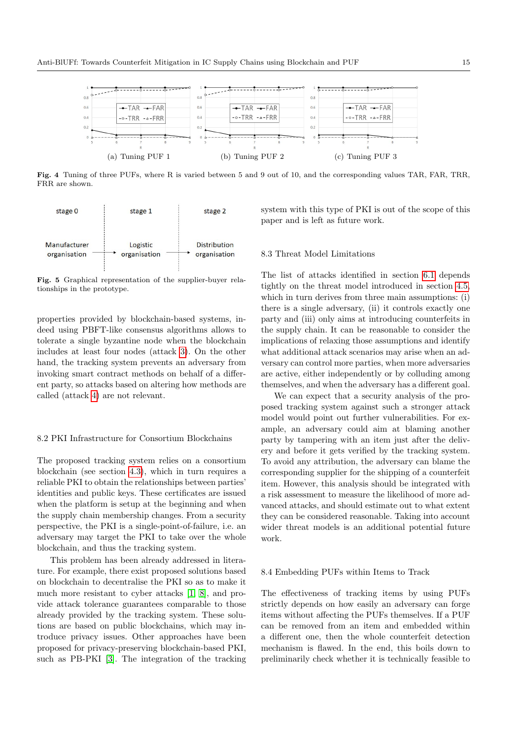(a) Tuning PUF 1 (b) Tuning PUF 2 (c) Tuning PUF 3

**Fig. 4** Tuning of three PUFs, where R is varied between 5 and 9 out of 10, and the corresponding values TAR, FAR, TRR, FRR are shown.

**Fig. 5** Graphical representation of the supplier-buyer relationships in the prototype.

properties provided by blockchain-based systems, indeed using PBFT-like consensus algorithms allows to tolerate a single byzantine node when the blockchain includes at least four nodes (attack 3). On the other hand, the tracking system prevents an adversary from invoking smart contract methods on behalf of a different party, so attacks based on altering how methods are called (attack 4) are not relevant.

### 8.2 PKI Infrastructure for Consortium Blockchains

The proposed tracking system relies on a consortium blockchain (see section 4.3), which in turn requires a reliable PKI to obtain the relationships between parties' identities and public keys. These certificates are issued when the platform is setup at the beginning and when the supply chain membership changes. From a security perspective, the PKI is a single-point-of-failure, i.e. an adversary may target the PKI to take over the whole blockchain, and thus the tracking system.

This problem has been already addressed in literature. For example, there exist proposed solutions based on blockchain to decentralise the PKI so as to make it much more resistant to cyber attacks [1, 8], and provide attack tolerance guarantees comparable to those already provided by the tracking system. These solutions are based on public blockchains, which may introduce privacy issues. Other approaches have been proposed for privacy-preserving blockchain-based PKI, such as PB-PKI [3]. The integration of the tracking system with this type of PKI is out of the scope of this paper and is left as future work.

### 8.3 Threat Model Limitations

The list of attacks identified in section 6.1 depends tightly on the threat model introduced in section 4.5, which in turn derives from three main assumptions: (i) there is a single adversary, (ii) it controls exactly one party and (iii) only aims at introducing counterfeits in the supply chain. It can be reasonable to consider the implications of relaxing those assumptions and identify what additional attack scenarios may arise when an adversary can control more parties, when more adversaries are active, either independently or by colluding among themselves, and when the adversary has a different goal.

We can expect that a security analysis of the proposed tracking system against such a stronger attack model would point out further vulnerabilities. For example, an adversary could aim at blaming another party by tampering with an item just after the delivery and before it gets verified by the tracking system. To avoid any attribution, the adversary can blame the corresponding supplier for the shipping of a counterfeit item. However, this analysis should be integrated with a risk assessment to measure the likelihood of more advanced attacks, and should estimate out to what extent they can be considered reasonable. Taking into account wider threat models is an additional potential future work.

### 8.4 Embedding PUFs within Items to Track

The effectiveness of tracking items by using PUFs strictly depends on how easily an adversary can forge items without affecting the PUFs themselves. If a PUF can be removed from an item and embedded within a different one, then the whole counterfeit detection mechanism is flawed. In the end, this boils down to preliminarily check whether it is technically feasible to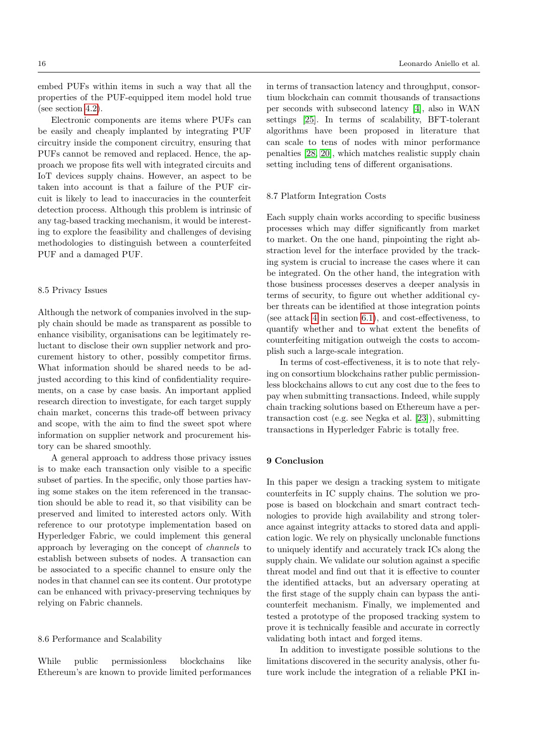embed PUFs within items in such a way that all the properties of the PUF-equipped item model hold true (see section 4.2).

Electronic components are items where PUFs can be easily and cheaply implanted by integrating PUF circuitry inside the component circuitry, ensuring that PUFs cannot be removed and replaced. Hence, the approach we propose fits well with integrated circuits and IoT devices supply chains. However, an aspect to be taken into account is that a failure of the PUF circuit is likely to lead to inaccuracies in the counterfeit detection process. Although this problem is intrinsic of any tag-based tracking mechanism, it would be interesting to explore the feasibility and challenges of devising methodologies to distinguish between a counterfeited PUF and a damaged PUF.

## 8.5 Privacy Issues

Although the network of companies involved in the supply chain should be made as transparent as possible to enhance visibility, organisations can be legitimately reluctant to disclose their own supplier network and procurement history to other, possibly competitor firms. What information should be shared needs to be adjusted according to this kind of confidentiality requirements, on a case by case basis. An important applied research direction to investigate, for each target supply chain market, concerns this trade-off between privacy and scope, with the aim to find the sweet spot where information on supplier network and procurement history can be shared smoothly.

A general approach to address those privacy issues is to make each transaction only visible to a specific subset of parties. In the specific, only those parties having some stakes on the item referenced in the transaction should be able to read it, so that visibility can be preserved and limited to interested actors only. With reference to our prototype implementation based on Hyperledger Fabric, we could implement this general approach by leveraging on the concept of *channels* to establish between subsets of nodes. A transaction can be associated to a specific channel to ensure only the nodes in that channel can see its content. Our prototype can be enhanced with privacy-preserving techniques by relying on Fabric channels.

## 8.6 Performance and Scalability

While public permissionless blockchains like Ethereum's are known to provide limited performances in terms of transaction latency and throughput, consortium blockchain can commit thousands of transactions per seconds with subsecond latency [4], also in WAN settings [25]. In terms of scalability, BFT-tolerant algorithms have been proposed in literature that can scale to tens of nodes with minor performance penalties [28, 20], which matches realistic supply chain setting including tens of different organisations.

## 8.7 Platform Integration Costs

Each supply chain works according to specific business processes which may differ significantly from market to market. On the one hand, pinpointing the right abstraction level for the interface provided by the tracking system is crucial to increase the cases where it can be integrated. On the other hand, the integration with those business processes deserves a deeper analysis in terms of security, to figure out whether additional cyber threats can be identified at those integration points (see attack 4 in section 6.1), and cost-effectiveness, to quantify whether and to what extent the benefits of counterfeiting mitigation outweigh the costs to accomplish such a large-scale integration.

In terms of cost-effectiveness, it is to note that relying on consortium blockchains rather public permissionless blockchains allows to cut any cost due to the fees to pay when submitting transactions. Indeed, while supply chain tracking solutions based on Ethereum have a per-transaction cost (e.g. see Negka et al. [23]), submitting transactions in Hyperledger Fabric is totally free.

# 9 Conclusion

In this paper we design a tracking system to mitigate counterfeits in IC supply chains. The solution we propose is based on blockchain and smart contract technologies to provide high availability and strong tolerance against integrity attacks to stored data and application logic. We rely on physically unclonable functions to uniquely identify and accurately track ICs along the supply chain. We validate our solution against a specific threat model and find out that it is effective to counter the identified attacks, but an adversary operating at the first stage of the supply chain can bypass the anti-counterfeit mechanism. Finally, we implemented and tested a prototype of the proposed tracking system to prove it is technically feasible and accurate in correctly validating both intact and forged items.

In addition to investigate possible solutions to the limitations discovered in the security analysis, other future work include the integration of a reliable PKI in-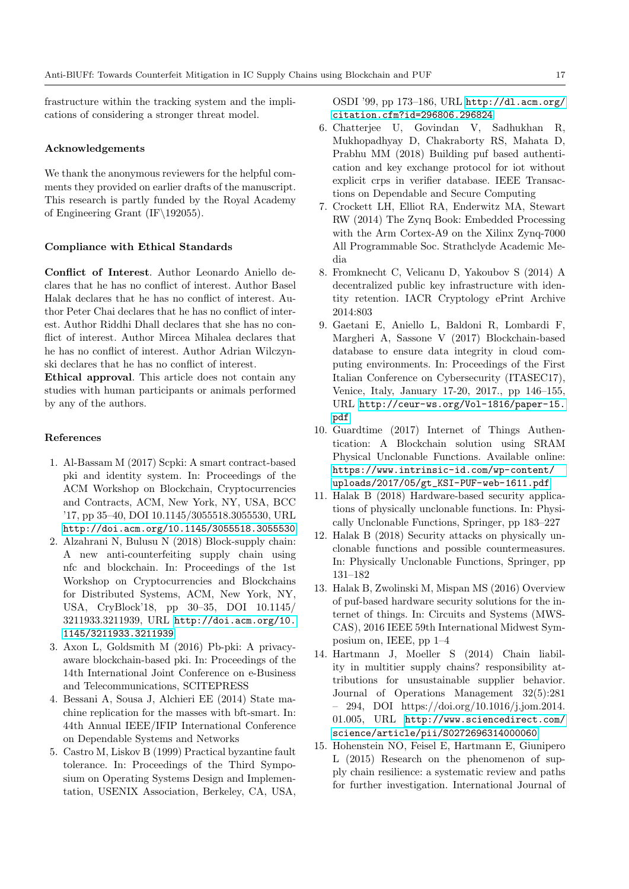frastructure within the tracking system and the implications of considering a stronger threat model.

### Acknowledgements

We thank the anonymous reviewers for the helpful comments they provided on earlier drafts of the manuscript. This research is partly funded by the Royal Academy of Engineering Grant (IF\192055).

### Compliance with Ethical Standards

**Conflict of Interest**. Author Leonardo Aniello declares that he has no conflict of interest. Author Basel Halak declares that he has no conflict of interest. Author Peter Chai declares that he has no conflict of interest. Author Riddhi Dhall declares that she has no conflict of interest. Author Mircea Mihalea declares that he has no conflict of interest. Author Adrian Wilczynski declares that he has no conflict of interest.

**Ethical approval**. This article does not contain any studies with human participants or animals performed by any of the authors.

### References

1. Al-Bassam M (2017) Scpki: A smart contract-based pki and identity system. In: Proceedings of the ACM Workshop on Blockchain, Cryptocurrencies and Contracts, ACM, New York, NY, USA, BCC '17, pp 35–40, DOI 10.1145/3055518.3055530, URL http://doi.acm.org/10.1145/3055518.3055530
2. Alzahrani N, Bulusu N (2018) Block-supply chain: A new anti-counterfeiting supply chain using nfc and blockchain. In: Proceedings of the 1st Workshop on Cryptocurrencies and Blockchains for Distributed Systems, ACM, New York, NY, USA, CryBlock'18, pp 30–35, DOI 10.1145/3211933.3211939, URL http://doi.acm.org/10.1145/3211933.3211939
3. Axon L, Goldsmith M (2016) Pb-pki: A privacy-aware blockchain-based pki. In: Proceedings of the 14th International Joint Conference on e-Business and Telecommunications, SCITEPRESS
4. Bessani A, Sousa J, Alchieri EE (2014) State machine replication for the masses with bft-smart. In: 44th Annual IEEE/IFIP International Conference on Dependable Systems and Networks
5. Castro M, Liskov B (1999) Practical byzantine fault tolerance. In: Proceedings of the Third Symposium on Operating Systems Design and Implementation, USENIX Association, Berkeley, CA, USA, OSDI '99, pp 173–186, URL http://dl.acm.org/citation.cfm?id=296806.296824
6. Chatterjee U, Govindan V, Sadhukhan R, Mukhopadhyay D, Chakraborty RS, Mahata D, Prabhu MM (2018) Building puf based authentication and key exchange protocol for iot without explicit crps in verifier database. IEEE Transactions on Dependable and Secure Computing
7. Crockett LH, Elliot RA, Enderwitz MA, Stewart RW (2014) The Zynq Book: Embedded Processing with the Arm Cortex-A9 on the Xilinx Zynq-7000 All Programmable Soc. Strathclyde Academic Media
8. Fromknecht C, Velicanu D, Yakoubov S (2014) A decentralized public key infrastructure with identity retention. IACR Cryptology ePrint Archive 2014:803
9. Gaetani E, Aniello L, Baldoni R, Lombardi F, Margheri A, Sassone V (2017) Blockchain-based database to ensure data integrity in cloud computing environments. In: Proceedings of the First Italian Conference on Cybersecurity (ITASEC17), Venice, Italy, January 17-20, 2017., pp 146–155, URL http://ceur-ws.org/Vol-1816/paper-15.pdf
10. Guardtime (2017) Internet of Things Authentication: A Blockchain solution using SRAM Physical Unclonable Functions. Available online: https://www.intrinsic-id.com/wp-content/uploads/2017/05/gt_KSI-PUF-web-1611.pdf
11. Halak B (2018) Hardware-based security applications of physically unclonable functions. In: Physically Unclonable Functions, Springer, pp 183–227
12. Halak B (2018) Security attacks on physically unclonable functions and possible countermeasures. In: Physically Unclonable Functions, Springer, pp 131–182
13. Halak B, Zwolinski M, Mispan MS (2016) Overview of puf-based hardware security solutions for the internet of things. In: Circuits and Systems (MWSCAS), 2016 IEEE 59th International Midwest Symposium on, IEEE, pp 1–4
14. Hartmann J, Moeller S (2014) Chain liability in multitier supply chains? responsibility attributions for unsustainable supplier behavior. Journal of Operations Management 32(5):281 – 294, DOI https://doi.org/10.1016/j.jom.2014.01.005, URL http://www.sciencedirect.com/science/article/pii/S0272696314000060
15. Hohenstein NO, Feisel E, Hartmann E, Giunipero L (2015) Research on the phenomenon of supply chain resilience: a systematic review and paths for further investigation. International Journal of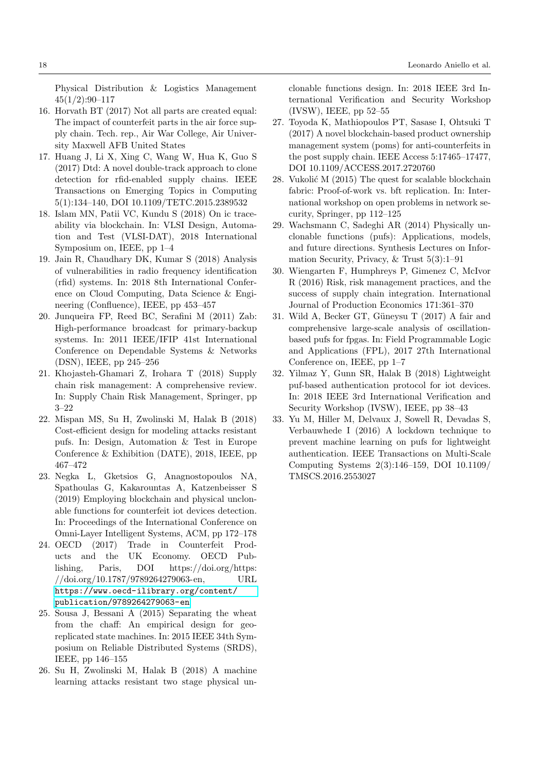Physical Distribution & Logistics Management 45(1/2):90–117

16. Horvath BT (2017) Not all parts are created equal: The impact of counterfeit parts in the air force supply chain. Tech. rep., Air War College, Air University Maxwell AFB United States
17. Huang J, Li X, Xing C, Wang W, Hua K, Guo S (2017) Dtd: A novel double-track approach to clone detection for rfid-enabled supply chains. IEEE Transactions on Emerging Topics in Computing 5(1):134–140, DOI 10.1109/TETC.2015.2389532
18. Islam MN, Patii VC, Kundu S (2018) On ic traceability via blockchain. In: VLSI Design, Automation and Test (VLSI-DAT), 2018 International Symposium on, IEEE, pp 1–4
19. Jain R, Chaudhary DK, Kumar S (2018) Analysis of vulnerabilities in radio frequency identification (rfid) systems. In: 2018 8th International Conference on Cloud Computing, Data Science & Engineering (Confluence), IEEE, pp 453–457
20. Junqueira FP, Reed BC, Serafini M (2011) Zab: High-performance broadcast for primary-backup systems. In: 2011 IEEE/IFIP 41st International Conference on Dependable Systems & Networks (DSN), IEEE, pp 245–256
21. Khojasteh-Ghamari Z, Irohara T (2018) Supply chain risk management: A comprehensive review. In: Supply Chain Risk Management, Springer, pp 3–22
22. Mispan MS, Su H, Zwolinski M, Halak B (2018) Cost-efficient design for modeling attacks resistant pufs. In: Design, Automation & Test in Europe Conference & Exhibition (DATE), 2018, IEEE, pp 467–472
23. Negka L, Gketsios G, Anagnostopoulos NA, Spathoulas G, Kakarountas A, Katzenbeisser S (2019) Employing blockchain and physical unclonable functions for counterfeit iot devices detection. In: Proceedings of the International Conference on Omni-Layer Intelligent Systems, ACM, pp 172–178
24. OECD (2017) Trade in Counterfeit Products and the UK Economy. OECD Publishing, Paris, DOI https://doi.org/https://doi.org/10.1787/9789264279063-en, URL https://www.oecd-ilibrary.org/content/publication/9789264279063-en
25. Sousa J, Bessani A (2015) Separating the wheat from the chaff: An empirical design for geo-replicated state machines. In: 2015 IEEE 34th Symposium on Reliable Distributed Systems (SRDS), IEEE, pp 146–155
26. Su H, Zwolinski M, Halak B (2018) A machine learning attacks resistant two stage physical unclonable functions design. In: 2018 IEEE 3rd International Verification and Security Workshop (IVSW), IEEE, pp 52–55
27. Toyoda K, Mathiopoulos PT, Sasase I, Ohtsuki T (2017) A novel blockchain-based product ownership management system (poms) for anti-counterfeits in the post supply chain. IEEE Access 5:17465–17477, DOI 10.1109/ACCESS.2017.2720760
28. Vukolić M (2015) The quest for scalable blockchain fabric: Proof-of-work vs. bft replication. In: International workshop on open problems in network security, Springer, pp 112–125
29. Wachsmann C, Sadeghi AR (2014) Physically unclonable functions (pufs): Applications, models, and future directions. Synthesis Lectures on Information Security, Privacy, & Trust 5(3):1–91
30. Wiengarten F, Humphreys P, Gimenez C, McIvor R (2016) Risk, risk management practices, and the success of supply chain integration. International Journal of Production Economics 171:361–370
31. Wild A, Becker GT, Güneysu T (2017) A fair and comprehensive large-scale analysis of oscillation-based pufs for fpgas. In: Field Programmable Logic and Applications (FPL), 2017 27th International Conference on, IEEE, pp 1–7
32. Yilmaz Y, Gunn SR, Halak B (2018) Lightweight puf-based authentication protocol for iot devices. In: 2018 IEEE 3rd International Verification and Security Workshop (IVSW), IEEE, pp 38–43
33. Yu M, Hiller M, Delvaux J, Sowell R, Devadas S, Verbauwhede I (2016) A lockdown technique to prevent machine learning on pufs for lightweight authentication. IEEE Transactions on Multi-Scale Computing Systems 2(3):146–159, DOI 10.1109/TMSCS.2016.2553027